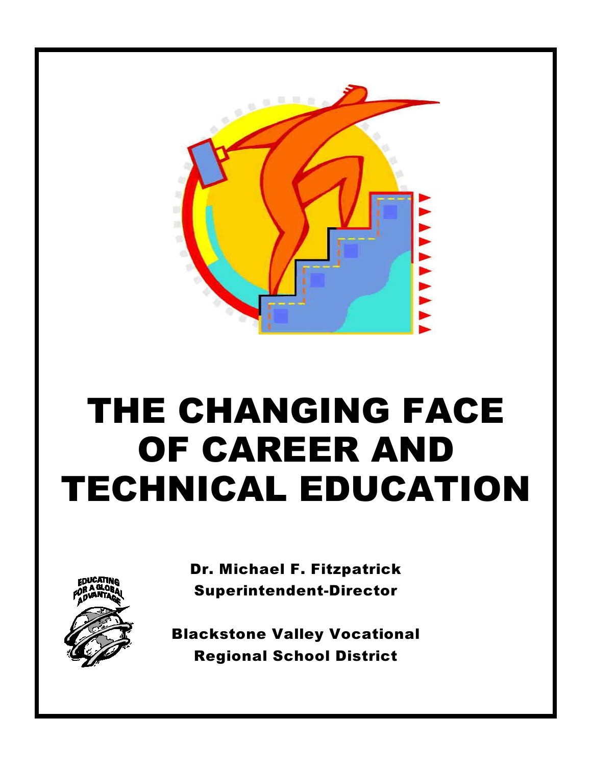# THE CHANGING FACE OF CAREER AND TECHNICAL EDUCATION

**Dr. Michael F. Fitzpatrick**
**Superintendent-Director**

**Blackstone Valley Vocational**
**Regional School District**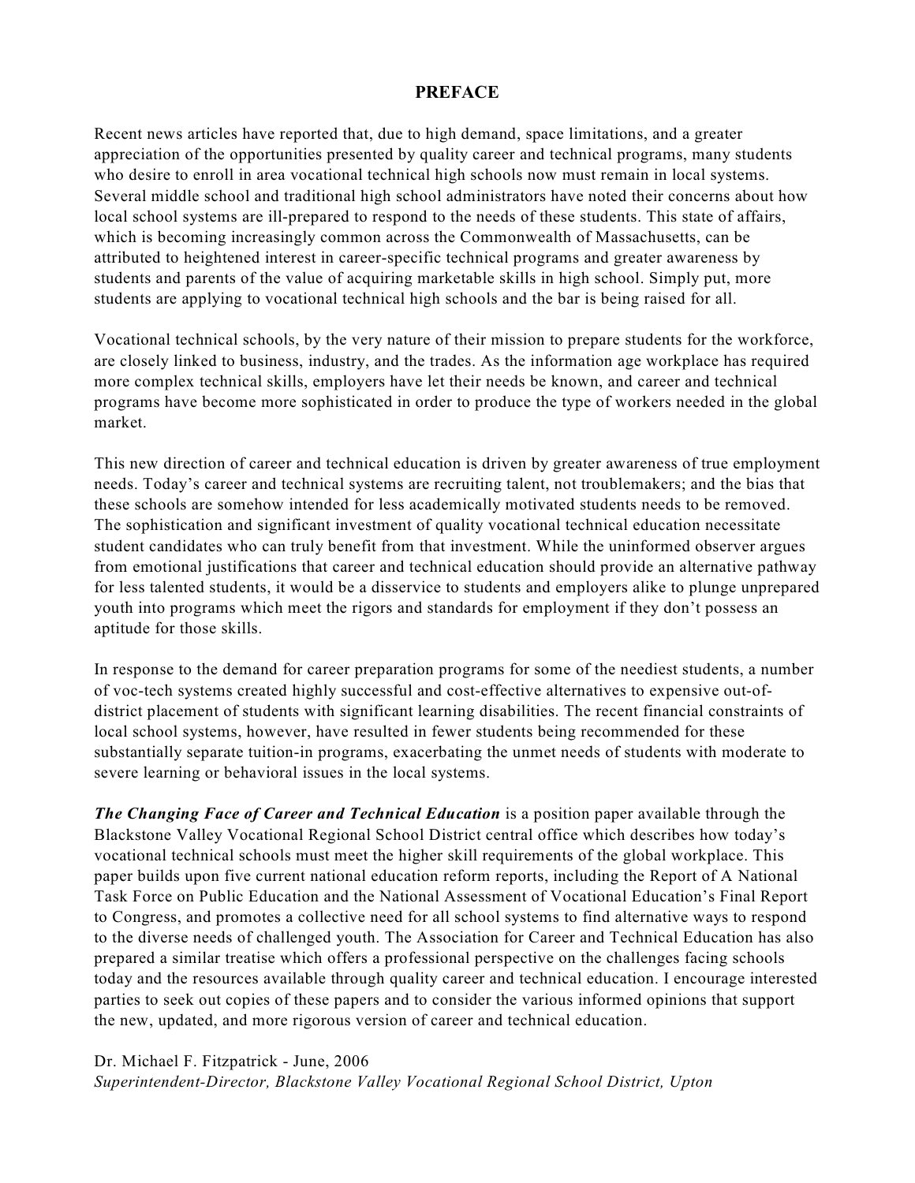# PREFACE

Recent news articles have reported that, due to high demand, space limitations, and a greater appreciation of the opportunities presented by quality career and technical programs, many students who desire to enroll in area vocational technical high schools now must remain in local systems. Several middle school and traditional high school administrators have noted their concerns about how local school systems are ill-prepared to respond to the needs of these students. This state of affairs, which is becoming increasingly common across the Commonwealth of Massachusetts, can be attributed to heightened interest in career-specific technical programs and greater awareness by students and parents of the value of acquiring marketable skills in high school. Simply put, more students are applying to vocational technical high schools and the bar is being raised for all.

Vocational technical schools, by the very nature of their mission to prepare students for the workforce, are closely linked to business, industry, and the trades. As the information age workplace has required more complex technical skills, employers have let their needs be known, and career and technical programs have become more sophisticated in order to produce the type of workers needed in the global market.

This new direction of career and technical education is driven by greater awareness of true employment needs. Today's career and technical systems are recruiting talent, not troublemakers; and the bias that these schools are somehow intended for less academically motivated students needs to be removed. The sophistication and significant investment of quality vocational technical education necessitate student candidates who can truly benefit from that investment. While the uninformed observer argues from emotional justifications that career and technical education should provide an alternative pathway for less talented students, it would be a disservice to students and employers alike to plunge unprepared youth into programs which meet the rigors and standards for employment if they don't possess an aptitude for those skills.

In response to the demand for career preparation programs for some of the neediest students, a number of voc-tech systems created highly successful and cost-effective alternatives to expensive out-of-district placement of students with significant learning disabilities. The recent financial constraints of local school systems, however, have resulted in fewer students being recommended for these substantially separate tuition-in programs, exacerbating the unmet needs of students with moderate to severe learning or behavioral issues in the local systems.

***The Changing Face of Career and Technical Education*** is a position paper available through the Blackstone Valley Vocational Regional School District central office which describes how today's vocational technical schools must meet the higher skill requirements of the global workplace. This paper builds upon five current national education reform reports, including the Report of A National Task Force on Public Education and the National Assessment of Vocational Education's Final Report to Congress, and promotes a collective need for all school systems to find alternative ways to respond to the diverse needs of challenged youth. The Association for Career and Technical Education has also prepared a similar treatise which offers a professional perspective on the challenges facing schools today and the resources available through quality career and technical education. I encourage interested parties to seek out copies of these papers and to consider the various informed opinions that support the new, updated, and more rigorous version of career and technical education.

Dr. Michael F. Fitzpatrick - June, 2006
*Superintendent-Director, Blackstone Valley Vocational Regional School District, Upton*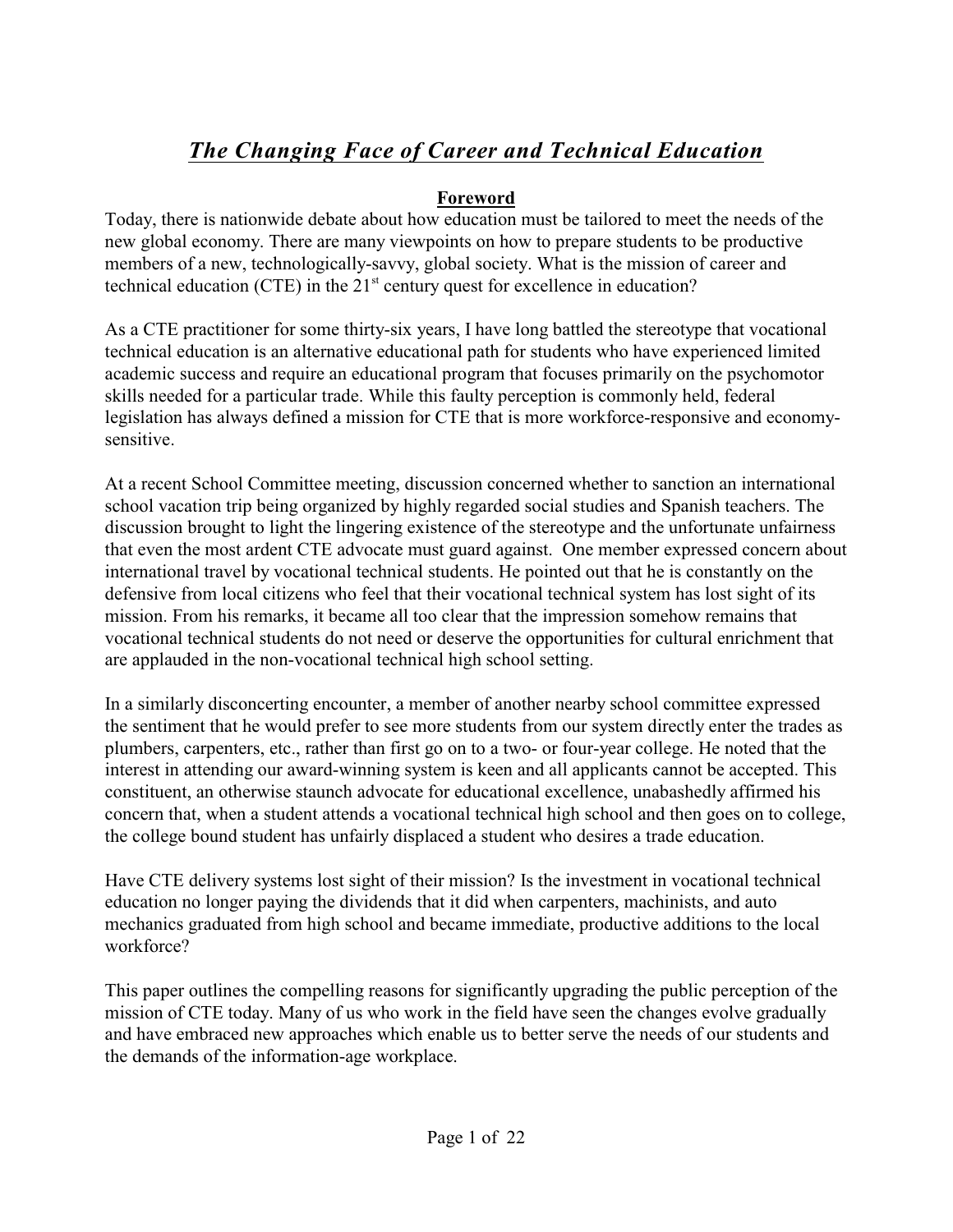# ***The Changing Face of Career and Technical Education***

## **Foreword**

Today, there is nationwide debate about how education must be tailored to meet the needs of the new global economy. There are many viewpoints on how to prepare students to be productive members of a new, technologically-savvy, global society. What is the mission of career and technical education (CTE) in the 21st century quest for excellence in education?

As a CTE practitioner for some thirty-six years, I have long battled the stereotype that vocational technical education is an alternative educational path for students who have experienced limited academic success and require an educational program that focuses primarily on the psychomotor skills needed for a particular trade. While this faulty perception is commonly held, federal legislation has always defined a mission for CTE that is more workforce-responsive and economy-sensitive.

At a recent School Committee meeting, discussion concerned whether to sanction an international school vacation trip being organized by highly regarded social studies and Spanish teachers. The discussion brought to light the lingering existence of the stereotype and the unfortunate unfairness that even the most ardent CTE advocate must guard against. One member expressed concern about international travel by vocational technical students. He pointed out that he is constantly on the defensive from local citizens who feel that their vocational technical system has lost sight of its mission. From his remarks, it became all too clear that the impression somehow remains that vocational technical students do not need or deserve the opportunities for cultural enrichment that are applauded in the non-vocational technical high school setting.

In a similarly disconcerting encounter, a member of another nearby school committee expressed the sentiment that he would prefer to see more students from our system directly enter the trades as plumbers, carpenters, etc., rather than first go on to a two- or four-year college. He noted that the interest in attending our award-winning system is keen and all applicants cannot be accepted. This constituent, an otherwise staunch advocate for educational excellence, unabashedly affirmed his concern that, when a student attends a vocational technical high school and then goes on to college, the college bound student has unfairly displaced a student who desires a trade education.

Have CTE delivery systems lost sight of their mission? Is the investment in vocational technical education no longer paying the dividends that it did when carpenters, machinists, and auto mechanics graduated from high school and became immediate, productive additions to the local workforce?

This paper outlines the compelling reasons for significantly upgrading the public perception of the mission of CTE today. Many of us who work in the field have seen the changes evolve gradually and have embraced new approaches which enable us to better serve the needs of our students and the demands of the information-age workplace.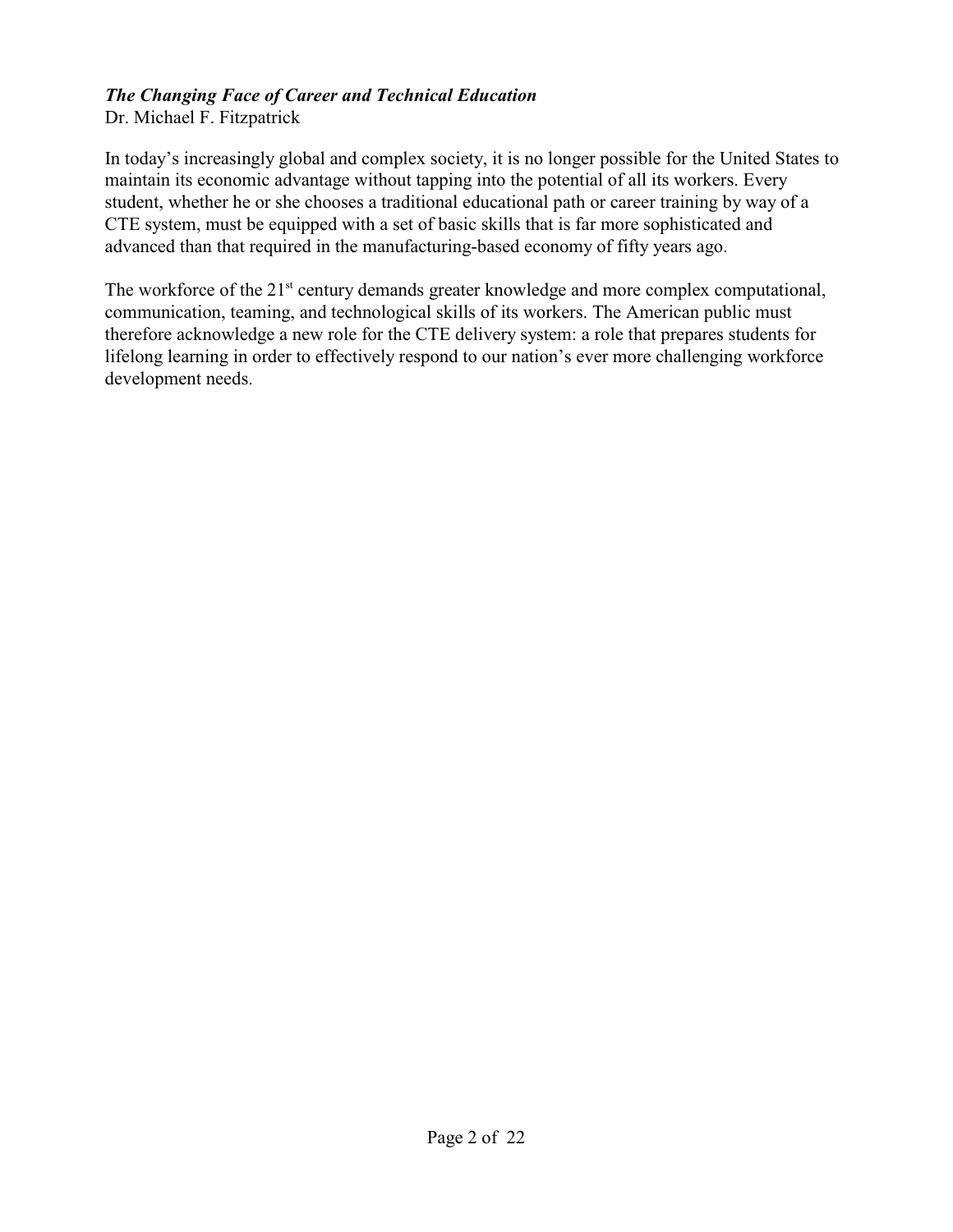### ***The Changing Face of Career and Technical Education***

Dr. Michael F. Fitzpatrick

In today's increasingly global and complex society, it is no longer possible for the United States to maintain its economic advantage without tapping into the potential of all its workers. Every student, whether he or she chooses a traditional educational path or career training by way of a CTE system, must be equipped with a set of basic skills that is far more sophisticated and advanced than that required in the manufacturing-based economy of fifty years ago.

The workforce of the 21st century demands greater knowledge and more complex computational, communication, teaming, and technological skills of its workers. The American public must therefore acknowledge a new role for the CTE delivery system: a role that prepares students for lifelong learning in order to effectively respond to our nation's ever more challenging workforce development needs.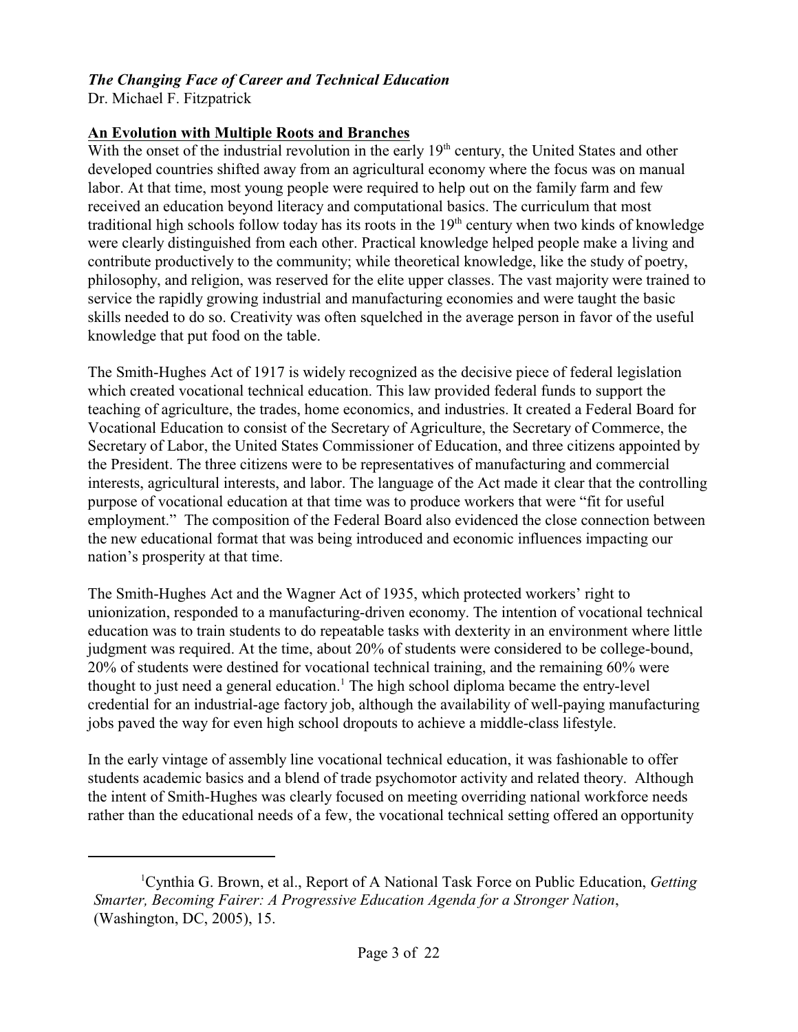***The Changing Face of Career and Technical Education***
Dr. Michael F. Fitzpatrick

## An Evolution with Multiple Roots and Branches

With the onset of the industrial revolution in the early 19th century, the United States and other developed countries shifted away from an agricultural economy where the focus was on manual labor. At that time, most young people were required to help out on the family farm and few received an education beyond literacy and computational basics. The curriculum that most traditional high schools follow today has its roots in the 19th century when two kinds of knowledge were clearly distinguished from each other. Practical knowledge helped people make a living and contribute productively to the community; while theoretical knowledge, like the study of poetry, philosophy, and religion, was reserved for the elite upper classes. The vast majority were trained to service the rapidly growing industrial and manufacturing economies and were taught the basic skills needed to do so. Creativity was often squelched in the average person in favor of the useful knowledge that put food on the table.

The Smith-Hughes Act of 1917 is widely recognized as the decisive piece of federal legislation which created vocational technical education. This law provided federal funds to support the teaching of agriculture, the trades, home economics, and industries. It created a Federal Board for Vocational Education to consist of the Secretary of Agriculture, the Secretary of Commerce, the Secretary of Labor, the United States Commissioner of Education, and three citizens appointed by the President. The three citizens were to be representatives of manufacturing and commercial interests, agricultural interests, and labor. The language of the Act made it clear that the controlling purpose of vocational education at that time was to produce workers that were "fit for useful employment." The composition of the Federal Board also evidenced the close connection between the new educational format that was being introduced and economic influences impacting our nation's prosperity at that time.

The Smith-Hughes Act and the Wagner Act of 1935, which protected workers' right to unionization, responded to a manufacturing-driven economy. The intention of vocational technical education was to train students to do repeatable tasks with dexterity in an environment where little judgment was required. At the time, about 20% of students were considered to be college-bound, 20% of students were destined for vocational technical training, and the remaining 60% were thought to just need a general education.[1] The high school diploma became the entry-level credential for an industrial-age factory job, although the availability of well-paying manufacturing jobs paved the way for even high school dropouts to achieve a middle-class lifestyle.

In the early vintage of assembly line vocational technical education, it was fashionable to offer students academic basics and a blend of trade psychomotor activity and related theory. Although the intent of Smith-Hughes was clearly focused on meeting overriding national workforce needs rather than the educational needs of a few, the vocational technical setting offered an opportunity

---

[1] Cynthia G. Brown, et al., Report of A National Task Force on Public Education, *Getting Smarter, Becoming Fairer: A Progressive Education Agenda for a Stronger Nation*, (Washington, DC, 2005), 15.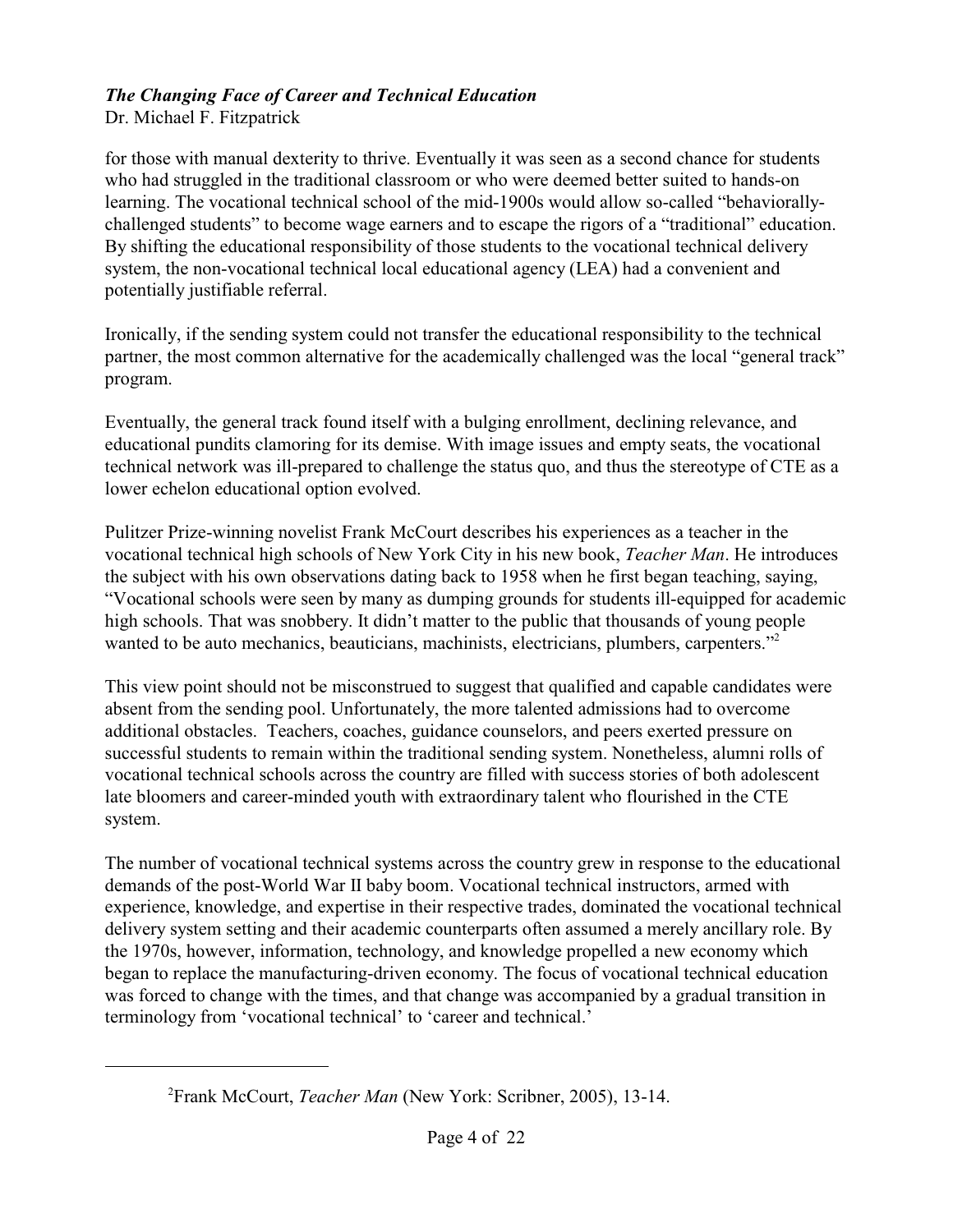for those with manual dexterity to thrive. Eventually it was seen as a second chance for students who had struggled in the traditional classroom or who were deemed better suited to hands-on learning. The vocational technical school of the mid-1900s would allow so-called "behaviorally-challenged students" to become wage earners and to escape the rigors of a "traditional" education. By shifting the educational responsibility of those students to the vocational technical delivery system, the non-vocational technical local educational agency (LEA) had a convenient and potentially justifiable referral.

Ironically, if the sending system could not transfer the educational responsibility to the technical partner, the most common alternative for the academically challenged was the local "general track" program.

Eventually, the general track found itself with a bulging enrollment, declining relevance, and educational pundits clamoring for its demise. With image issues and empty seats, the vocational technical network was ill-prepared to challenge the status quo, and thus the stereotype of CTE as a lower echelon educational option evolved.

Pulitzer Prize-winning novelist Frank McCourt describes his experiences as a teacher in the vocational technical high schools of New York City in his new book, *Teacher Man*. He introduces the subject with his own observations dating back to 1958 when he first began teaching, saying, "Vocational schools were seen by many as dumping grounds for students ill-equipped for academic high schools. That was snobbery. It didn't matter to the public that thousands of young people wanted to be auto mechanics, beauticians, machinists, electricians, plumbers, carpenters."[2]

This view point should not be misconstrued to suggest that qualified and capable candidates were absent from the sending pool. Unfortunately, the more talented admissions had to overcome additional obstacles. Teachers, coaches, guidance counselors, and peers exerted pressure on successful students to remain within the traditional sending system. Nonetheless, alumni rolls of vocational technical schools across the country are filled with success stories of both adolescent late bloomers and career-minded youth with extraordinary talent who flourished in the CTE system.

The number of vocational technical systems across the country grew in response to the educational demands of the post-World War II baby boom. Vocational technical instructors, armed with experience, knowledge, and expertise in their respective trades, dominated the vocational technical delivery system setting and their academic counterparts often assumed a merely ancillary role. By the 1970s, however, information, technology, and knowledge propelled a new economy which began to replace the manufacturing-driven economy. The focus of vocational technical education was forced to change with the times, and that change was accompanied by a gradual transition in terminology from 'vocational technical' to 'career and technical.'

---

[2]Frank McCourt, *Teacher Man* (New York: Scribner, 2005), 13-14.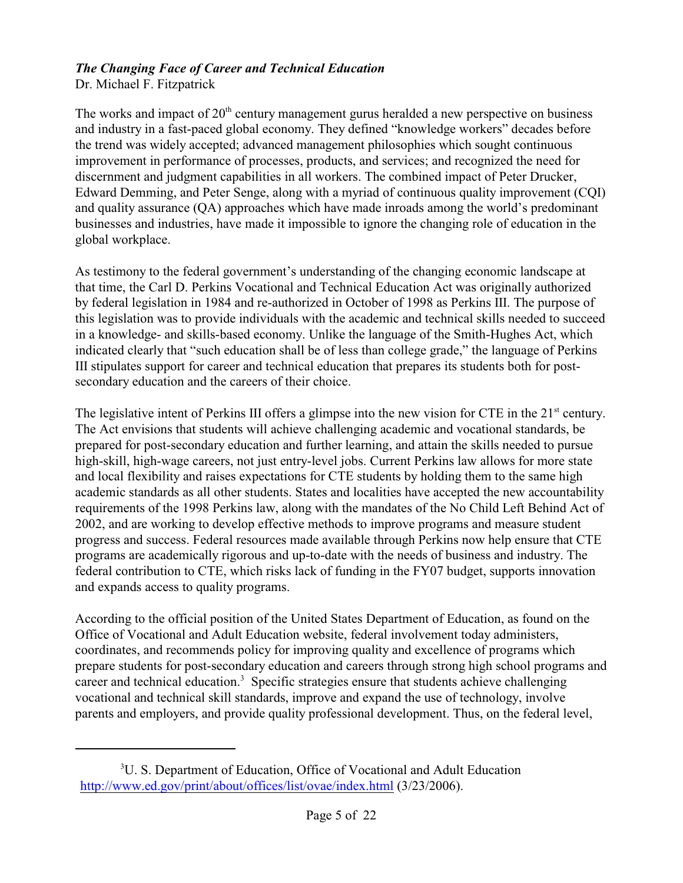***The Changing Face of Career and Technical Education***
Dr. Michael F. Fitzpatrick

The works and impact of 20th century management gurus heralded a new perspective on business and industry in a fast-paced global economy. They defined "knowledge workers" decades before the trend was widely accepted; advanced management philosophies which sought continuous improvement in performance of processes, products, and services; and recognized the need for discernment and judgment capabilities in all workers. The combined impact of Peter Drucker, Edward Demming, and Peter Senge, along with a myriad of continuous quality improvement (CQI) and quality assurance (QA) approaches which have made inroads among the world's predominant businesses and industries, have made it impossible to ignore the changing role of education in the global workplace.

As testimony to the federal government's understanding of the changing economic landscape at that time, the Carl D. Perkins Vocational and Technical Education Act was originally authorized by federal legislation in 1984 and re-authorized in October of 1998 as Perkins III. The purpose of this legislation was to provide individuals with the academic and technical skills needed to succeed in a knowledge- and skills-based economy. Unlike the language of the Smith-Hughes Act, which indicated clearly that "such education shall be of less than college grade," the language of Perkins III stipulates support for career and technical education that prepares its students both for post-secondary education and the careers of their choice.

The legislative intent of Perkins III offers a glimpse into the new vision for CTE in the 21st century. The Act envisions that students will achieve challenging academic and vocational standards, be prepared for post-secondary education and further learning, and attain the skills needed to pursue high-skill, high-wage careers, not just entry-level jobs. Current Perkins law allows for more state and local flexibility and raises expectations for CTE students by holding them to the same high academic standards as all other students. States and localities have accepted the new accountability requirements of the 1998 Perkins law, along with the mandates of the No Child Left Behind Act of 2002, and are working to develop effective methods to improve programs and measure student progress and success. Federal resources made available through Perkins now help ensure that CTE programs are academically rigorous and up-to-date with the needs of business and industry. The federal contribution to CTE, which risks lack of funding in the FY07 budget, supports innovation and expands access to quality programs.

According to the official position of the United States Department of Education, as found on the Office of Vocational and Adult Education website, federal involvement today administers, coordinates, and recommends policy for improving quality and excellence of programs which prepare students for post-secondary education and careers through strong high school programs and career and technical education.[3] Specific strategies ensure that students achieve challenging vocational and technical skill standards, improve and expand the use of technology, involve parents and employers, and provide quality professional development. Thus, on the federal level,

---

[3] U. S. Department of Education, Office of Vocational and Adult Education http://www.ed.gov/print/about/offices/list/ovae/index.html (3/23/2006).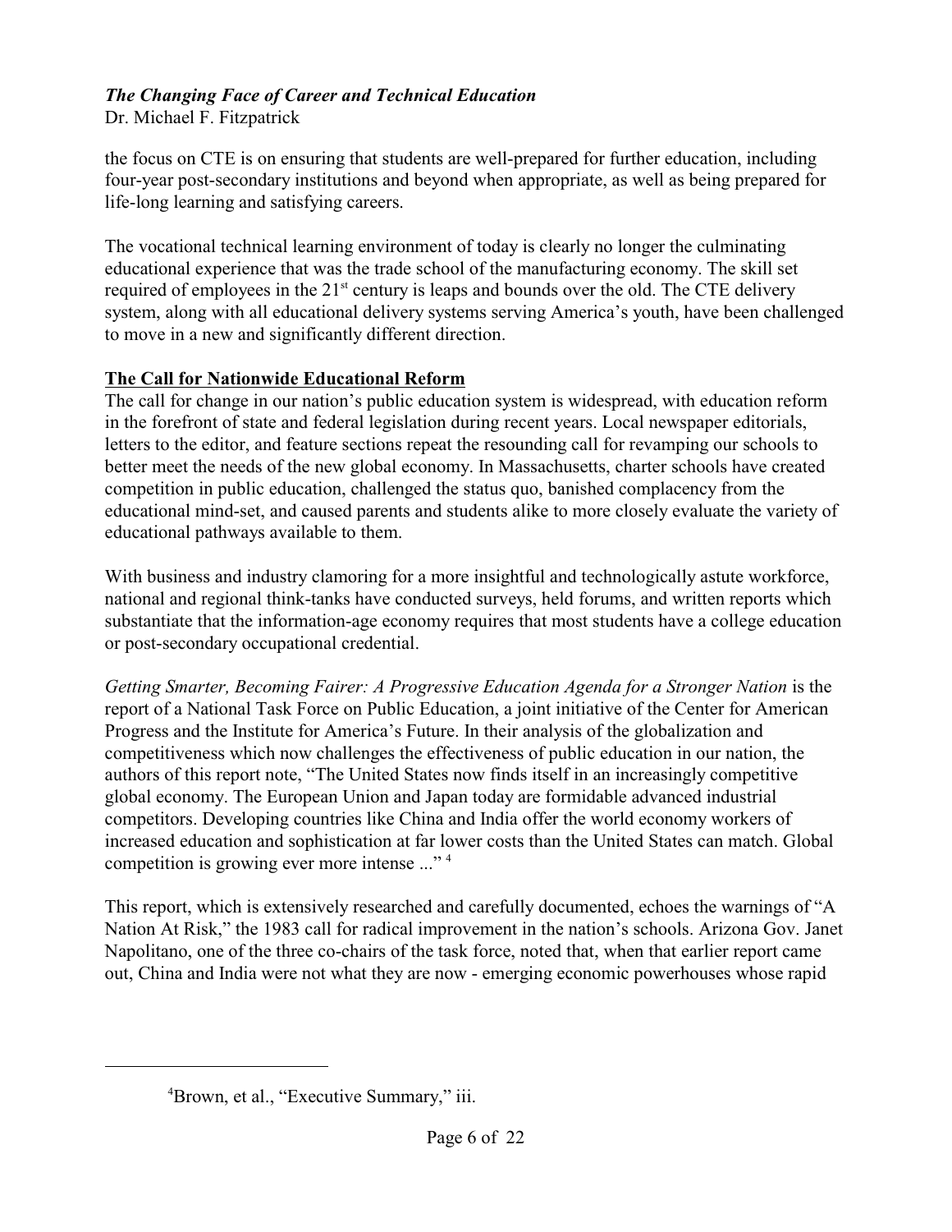the focus on CTE is on ensuring that students are well-prepared for further education, including four-year post-secondary institutions and beyond when appropriate, as well as being prepared for life-long learning and satisfying careers.

The vocational technical learning environment of today is clearly no longer the culminating educational experience that was the trade school of the manufacturing economy. The skill set required of employees in the 21st century is leaps and bounds over the old. The CTE delivery system, along with all educational delivery systems serving America's youth, have been challenged to move in a new and significantly different direction.

## The Call for Nationwide Educational Reform

The call for change in our nation's public education system is widespread, with education reform in the forefront of state and federal legislation during recent years. Local newspaper editorials, letters to the editor, and feature sections repeat the resounding call for revamping our schools to better meet the needs of the new global economy. In Massachusetts, charter schools have created competition in public education, challenged the status quo, banished complacency from the educational mind-set, and caused parents and students alike to more closely evaluate the variety of educational pathways available to them.

With business and industry clamoring for a more insightful and technologically astute workforce, national and regional think-tanks have conducted surveys, held forums, and written reports which substantiate that the information-age economy requires that most students have a college education or post-secondary occupational credential.

*Getting Smarter, Becoming Fairer: A Progressive Education Agenda for a Stronger Nation* is the report of a National Task Force on Public Education, a joint initiative of the Center for American Progress and the Institute for America's Future. In their analysis of the globalization and competitiveness which now challenges the effectiveness of public education in our nation, the authors of this report note, "The United States now finds itself in an increasingly competitive global economy. The European Union and Japan today are formidable advanced industrial competitors. Developing countries like China and India offer the world economy workers of increased education and sophistication at far lower costs than the United States can match. Global competition is growing ever more intense ..." [4]

This report, which is extensively researched and carefully documented, echoes the warnings of "A Nation At Risk," the 1983 call for radical improvement in the nation's schools. Arizona Gov. Janet Napolitano, one of the three co-chairs of the task force, noted that, when that earlier report came out, China and India were not what they are now - emerging economic powerhouses whose rapid

---

[4] Brown, et al., "Executive Summary," iii.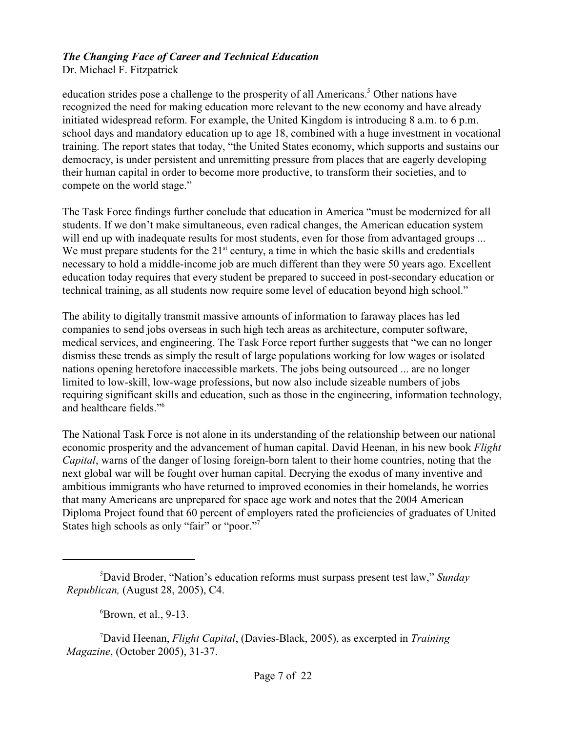education strides pose a challenge to the prosperity of all Americans.[5] Other nations have recognized the need for making education more relevant to the new economy and have already initiated widespread reform. For example, the United Kingdom is introducing 8 a.m. to 6 p.m. school days and mandatory education up to age 18, combined with a huge investment in vocational training. The report states that today, "the United States economy, which supports and sustains our democracy, is under persistent and unremitting pressure from places that are eagerly developing their human capital in order to become more productive, to transform their societies, and to compete on the world stage."

The Task Force findings further conclude that education in America "must be modernized for all students. If we don't make simultaneous, even radical changes, the American education system will end up with inadequate results for most students, even for those from advantaged groups ... We must prepare students for the 21st century, a time in which the basic skills and credentials necessary to hold a middle-income job are much different than they were 50 years ago. Excellent education today requires that every student be prepared to succeed in post-secondary education or technical training, as all students now require some level of education beyond high school."

The ability to digitally transmit massive amounts of information to faraway places has led companies to send jobs overseas in such high tech areas as architecture, computer software, medical services, and engineering. The Task Force report further suggests that "we can no longer dismiss these trends as simply the result of large populations working for low wages or isolated nations opening heretofore inaccessible markets. The jobs being outsourced ... are no longer limited to low-skill, low-wage professions, but now also include sizeable numbers of jobs requiring significant skills and education, such as those in the engineering, information technology, and healthcare fields."[6]

The National Task Force is not alone in its understanding of the relationship between our national economic prosperity and the advancement of human capital. David Heenan, in his new book *Flight Capital*, warns of the danger of losing foreign-born talent to their home countries, noting that the next global war will be fought over human capital. Decrying the exodus of many inventive and ambitious immigrants who have returned to improved economies in their homelands, he worries that many Americans are unprepared for space age work and notes that the 2004 American Diploma Project found that 60 percent of employers rated the proficiencies of graduates of United States high schools as only "fair" or "poor."[7]

---

[5] David Broder, "Nation's education reforms must surpass present test law," *Sunday Republican,* (August 28, 2005), C4.

[6] Brown, et al., 9-13.

[7] David Heenan, *Flight Capital*, (Davies-Black, 2005), as excerpted in *Training Magazine*, (October 2005), 31-37.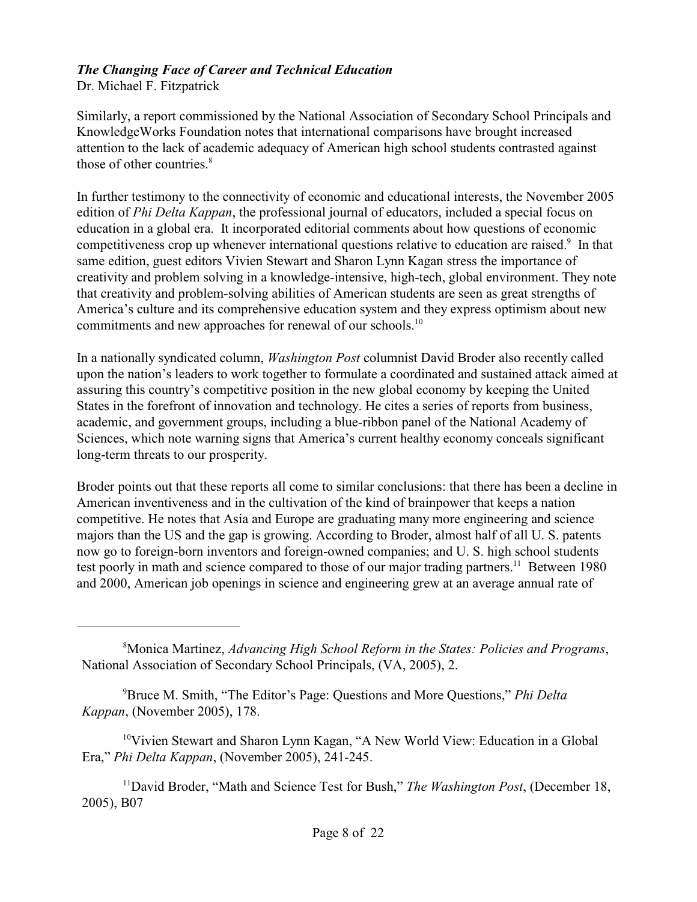Similarly, a report commissioned by the National Association of Secondary School Principals and KnowledgeWorks Foundation notes that international comparisons have brought increased attention to the lack of academic adequacy of American high school students contrasted against those of other countries.[8]

In further testimony to the connectivity of economic and educational interests, the November 2005 edition of *Phi Delta Kappan*, the professional journal of educators, included a special focus on education in a global era. It incorporated editorial comments about how questions of economic competitiveness crop up whenever international questions relative to education are raised.[9] In that same edition, guest editors Vivien Stewart and Sharon Lynn Kagan stress the importance of creativity and problem solving in a knowledge-intensive, high-tech, global environment. They note that creativity and problem-solving abilities of American students are seen as great strengths of America's culture and its comprehensive education system and they express optimism about new commitments and new approaches for renewal of our schools.[10]

In a nationally syndicated column, *Washington Post* columnist David Broder also recently called upon the nation's leaders to work together to formulate a coordinated and sustained attack aimed at assuring this country's competitive position in the new global economy by keeping the United States in the forefront of innovation and technology. He cites a series of reports from business, academic, and government groups, including a blue-ribbon panel of the National Academy of Sciences, which note warning signs that America's current healthy economy conceals significant long-term threats to our prosperity.

Broder points out that these reports all come to similar conclusions: that there has been a decline in American inventiveness and in the cultivation of the kind of brainpower that keeps a nation competitive. He notes that Asia and Europe are graduating many more engineering and science majors than the US and the gap is growing. According to Broder, almost half of all U. S. patents now go to foreign-born inventors and foreign-owned companies; and U. S. high school students test poorly in math and science compared to those of our major trading partners.[11] Between 1980 and 2000, American job openings in science and engineering grew at an average annual rate of

---

[8] Monica Martinez, *Advancing High School Reform in the States: Policies and Programs*, National Association of Secondary School Principals, (VA, 2005), 2.

[9] Bruce M. Smith, "The Editor's Page: Questions and More Questions," *Phi Delta Kappan*, (November 2005), 178.

[10] Vivien Stewart and Sharon Lynn Kagan, "A New World View: Education in a Global Era," *Phi Delta Kappan*, (November 2005), 241-245.

[11] David Broder, "Math and Science Test for Bush," *The Washington Post*, (December 18, 2005), B07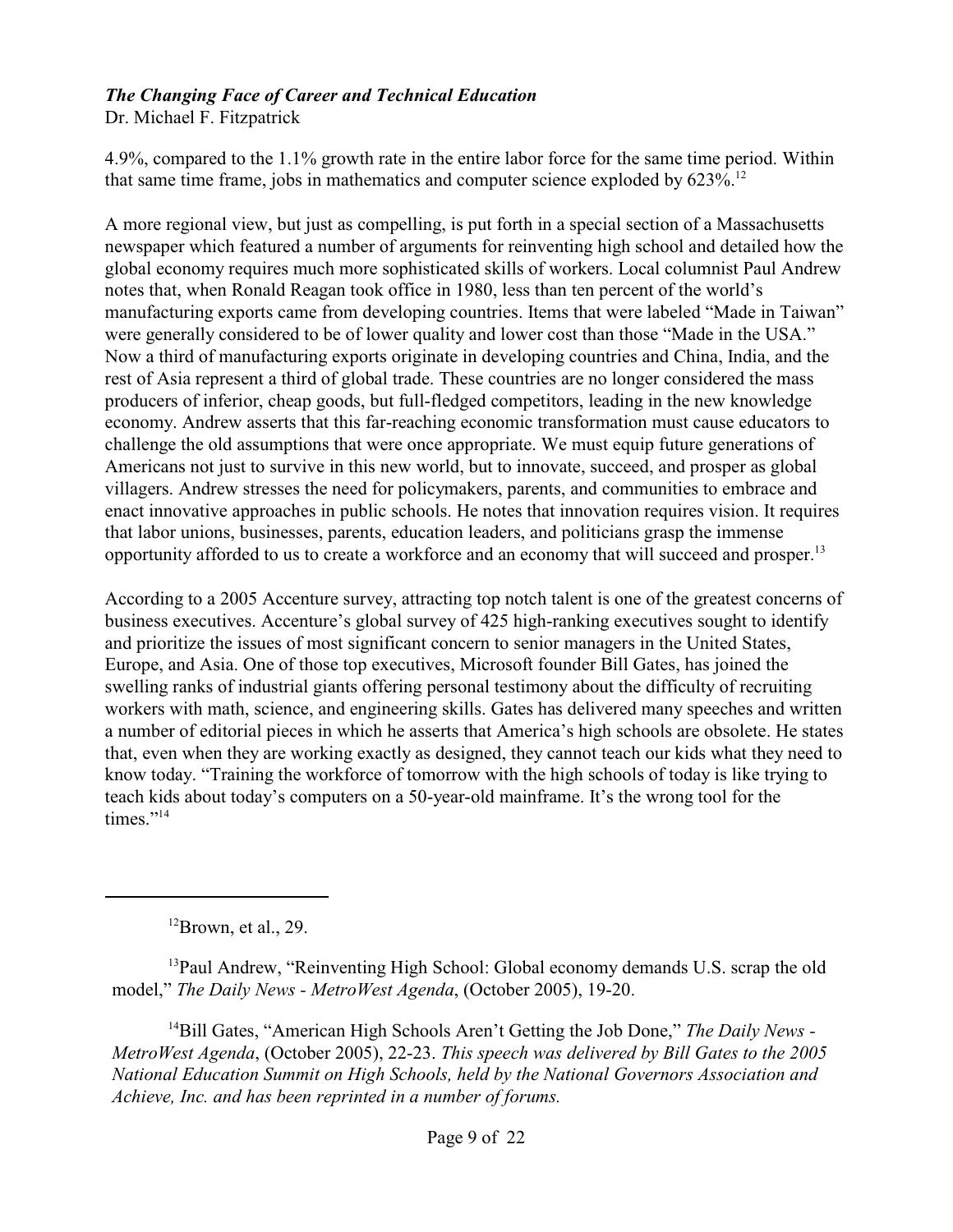4.9%, compared to the 1.1% growth rate in the entire labor force for the same time period. Within that same time frame, jobs in mathematics and computer science exploded by 623%.[12]

A more regional view, but just as compelling, is put forth in a special section of a Massachusetts newspaper which featured a number of arguments for reinventing high school and detailed how the global economy requires much more sophisticated skills of workers. Local columnist Paul Andrew notes that, when Ronald Reagan took office in 1980, less than ten percent of the world's manufacturing exports came from developing countries. Items that were labeled "Made in Taiwan" were generally considered to be of lower quality and lower cost than those "Made in the USA." Now a third of manufacturing exports originate in developing countries and China, India, and the rest of Asia represent a third of global trade. These countries are no longer considered the mass producers of inferior, cheap goods, but full-fledged competitors, leading in the new knowledge economy. Andrew asserts that this far-reaching economic transformation must cause educators to challenge the old assumptions that were once appropriate. We must equip future generations of Americans not just to survive in this new world, but to innovate, succeed, and prosper as global villagers. Andrew stresses the need for policymakers, parents, and communities to embrace and enact innovative approaches in public schools. He notes that innovation requires vision. It requires that labor unions, businesses, parents, education leaders, and politicians grasp the immense opportunity afforded to us to create a workforce and an economy that will succeed and prosper.[13]

According to a 2005 Accenture survey, attracting top notch talent is one of the greatest concerns of business executives. Accenture's global survey of 425 high-ranking executives sought to identify and prioritize the issues of most significant concern to senior managers in the United States, Europe, and Asia. One of those top executives, Microsoft founder Bill Gates, has joined the swelling ranks of industrial giants offering personal testimony about the difficulty of recruiting workers with math, science, and engineering skills. Gates has delivered many speeches and written a number of editorial pieces in which he asserts that America's high schools are obsolete. He states that, even when they are working exactly as designed, they cannot teach our kids what they need to know today. "Training the workforce of tomorrow with the high schools of today is like trying to teach kids about today's computers on a 50-year-old mainframe. It's the wrong tool for the times."[14]

---

[12] Brown, et al., 29.

[13] Paul Andrew, "Reinventing High School: Global economy demands U.S. scrap the old model," *The Daily News - MetroWest Agenda*, (October 2005), 19-20.

[14] Bill Gates, "American High Schools Aren't Getting the Job Done," *The Daily News - MetroWest Agenda*, (October 2005), 22-23. *This speech was delivered by Bill Gates to the 2005 National Education Summit on High Schools, held by the National Governors Association and Achieve, Inc. and has been reprinted in a number of forums.*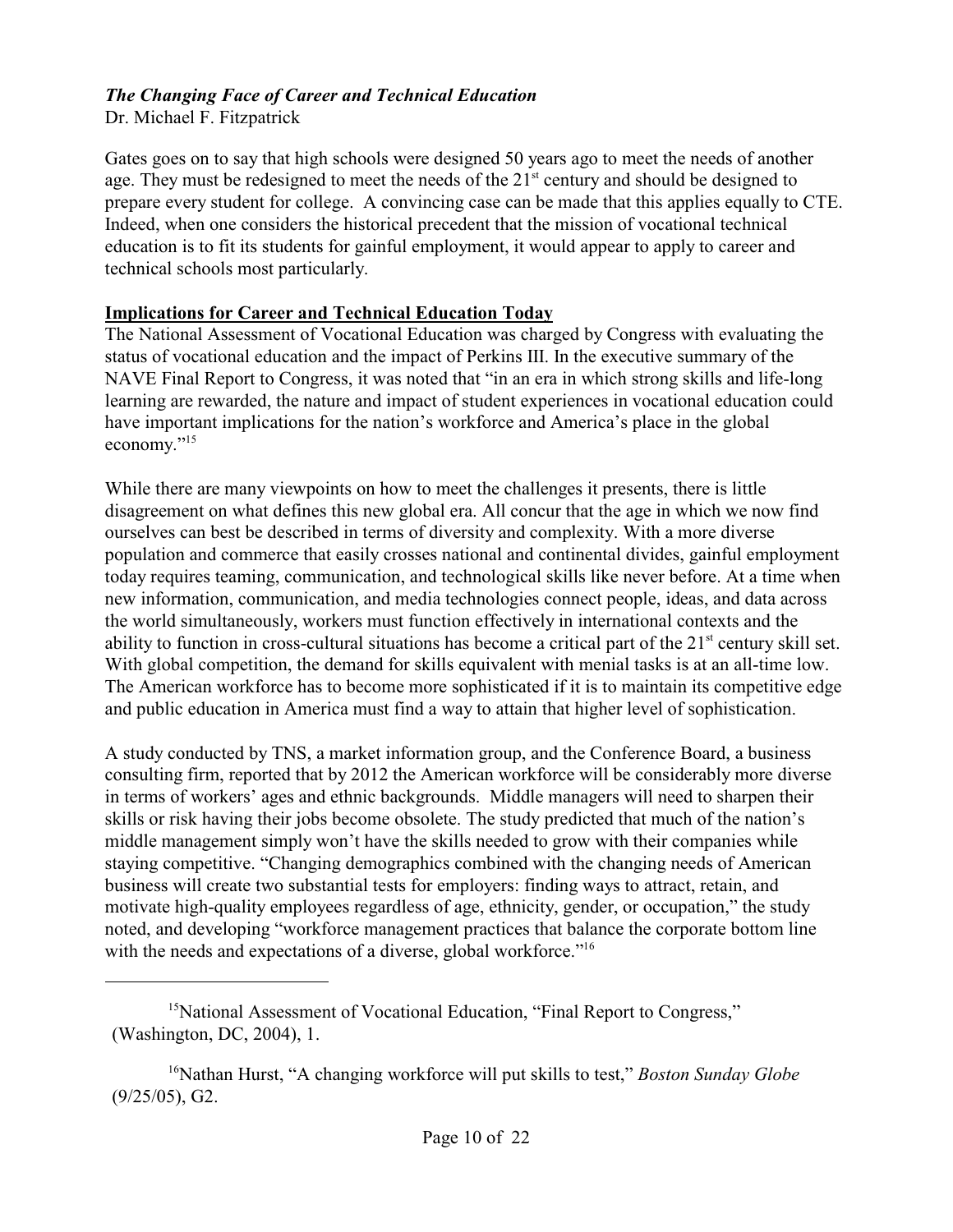Gates goes on to say that high schools were designed 50 years ago to meet the needs of another age. They must be redesigned to meet the needs of the $21^{st}$ century and should be designed to prepare every student for college. A convincing case can be made that this applies equally to CTE. Indeed, when one considers the historical precedent that the mission of vocational technical education is to fit its students for gainful employment, it would appear to apply to career and technical schools most particularly.

## Implications for Career and Technical Education Today

The National Assessment of Vocational Education was charged by Congress with evaluating the status of vocational education and the impact of Perkins III. In the executive summary of the NAVE Final Report to Congress, it was noted that "in an era in which strong skills and life-long learning are rewarded, the nature and impact of student experiences in vocational education could have important implications for the nation's workforce and America's place in the global economy."[15]

While there are many viewpoints on how to meet the challenges it presents, there is little disagreement on what defines this new global era. All concur that the age in which we now find ourselves can best be described in terms of diversity and complexity. With a more diverse population and commerce that easily crosses national and continental divides, gainful employment today requires teaming, communication, and technological skills like never before. At a time when new information, communication, and media technologies connect people, ideas, and data across the world simultaneously, workers must function effectively in international contexts and the ability to function in cross-cultural situations has become a critical part of the $21^{st}$ century skill set. With global competition, the demand for skills equivalent with menial tasks is at an all-time low. The American workforce has to become more sophisticated if it is to maintain its competitive edge and public education in America must find a way to attain that higher level of sophistication.

A study conducted by TNS, a market information group, and the Conference Board, a business consulting firm, reported that by 2012 the American workforce will be considerably more diverse in terms of workers' ages and ethnic backgrounds. Middle managers will need to sharpen their skills or risk having their jobs become obsolete. The study predicted that much of the nation's middle management simply won't have the skills needed to grow with their companies while staying competitive. "Changing demographics combined with the changing needs of American business will create two substantial tests for employers: finding ways to attract, retain, and motivate high-quality employees regardless of age, ethnicity, gender, or occupation," the study noted, and developing "workforce management practices that balance the corporate bottom line with the needs and expectations of a diverse, global workforce."[16]

---

[15] National Assessment of Vocational Education, "Final Report to Congress," (Washington, DC, 2004), 1.

[16] Nathan Hurst, "A changing workforce will put skills to test," *Boston Sunday Globe* (9/25/05), G2.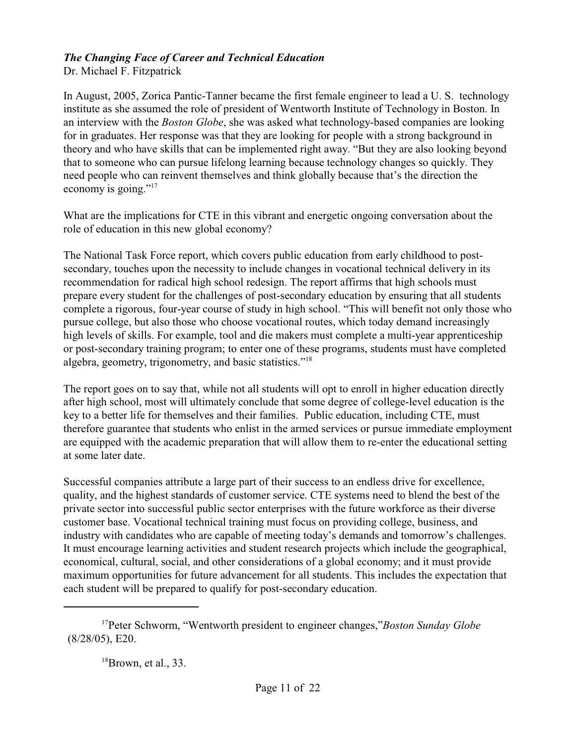*The Changing Face of Career and Technical Education*
Dr. Michael F. Fitzpatrick

In August, 2005, Zorica Pantic-Tanner became the first female engineer to lead a U. S. technology institute as she assumed the role of president of Wentworth Institute of Technology in Boston. In an interview with the *Boston Globe*, she was asked what technology-based companies are looking for in graduates. Her response was that they are looking for people with a strong background in theory and who have skills that can be implemented right away. "But they are also looking beyond that to someone who can pursue lifelong learning because technology changes so quickly. They need people who can reinvent themselves and think globally because that's the direction the economy is going."[17]

What are the implications for CTE in this vibrant and energetic ongoing conversation about the role of education in this new global economy?

The National Task Force report, which covers public education from early childhood to post-secondary, touches upon the necessity to include changes in vocational technical delivery in its recommendation for radical high school redesign. The report affirms that high schools must prepare every student for the challenges of post-secondary education by ensuring that all students complete a rigorous, four-year course of study in high school. "This will benefit not only those who pursue college, but also those who choose vocational routes, which today demand increasingly high levels of skills. For example, tool and die makers must complete a multi-year apprenticeship or post-secondary training program; to enter one of these programs, students must have completed algebra, geometry, trigonometry, and basic statistics."[18]

The report goes on to say that, while not all students will opt to enroll in higher education directly after high school, most will ultimately conclude that some degree of college-level education is the key to a better life for themselves and their families. Public education, including CTE, must therefore guarantee that students who enlist in the armed services or pursue immediate employment are equipped with the academic preparation that will allow them to re-enter the educational setting at some later date.

Successful companies attribute a large part of their success to an endless drive for excellence, quality, and the highest standards of customer service. CTE systems need to blend the best of the private sector into successful public sector enterprises with the future workforce as their diverse customer base. Vocational technical training must focus on providing college, business, and industry with candidates who are capable of meeting today's demands and tomorrow's challenges. It must encourage learning activities and student research projects which include the geographical, economical, cultural, social, and other considerations of a global economy; and it must provide maximum opportunities for future advancement for all students. This includes the expectation that each student will be prepared to qualify for post-secondary education.

---

[17] Peter Schworm, "Wentworth president to engineer changes," *Boston Sunday Globe* (8/28/05), E20.

[18] Brown, et al., 33.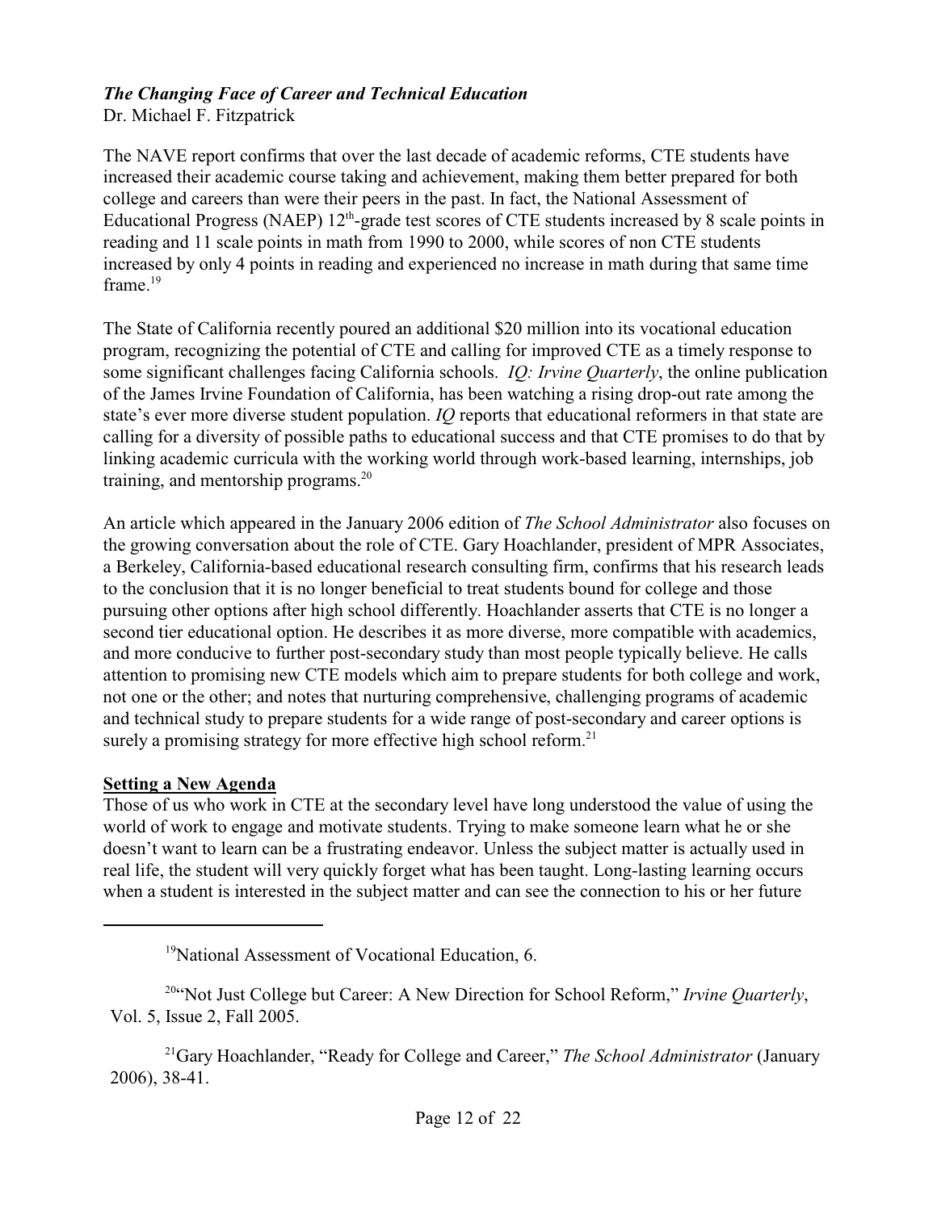The NAVE report confirms that over the last decade of academic reforms, CTE students have increased their academic course taking and achievement, making them better prepared for both college and careers than were their peers in the past. In fact, the National Assessment of Educational Progress (NAEP) 12th-grade test scores of CTE students increased by 8 scale points in reading and 11 scale points in math from 1990 to 2000, while scores of non CTE students increased by only 4 points in reading and experienced no increase in math during that same time frame.[19]

The State of California recently poured an additional $20 million into its vocational education program, recognizing the potential of CTE and calling for improved CTE as a timely response to some significant challenges facing California schools. *IQ: Irvine Quarterly*, the online publication of the James Irvine Foundation of California, has been watching a rising drop-out rate among the state's ever more diverse student population. *IQ* reports that educational reformers in that state are calling for a diversity of possible paths to educational success and that CTE promises to do that by linking academic curricula with the working world through work-based learning, internships, job training, and mentorship programs.[20]

An article which appeared in the January 2006 edition of *The School Administrator* also focuses on the growing conversation about the role of CTE. Gary Hoachlander, president of MPR Associates, a Berkeley, California-based educational research consulting firm, confirms that his research leads to the conclusion that it is no longer beneficial to treat students bound for college and those pursuing other options after high school differently. Hoachlander asserts that CTE is no longer a second tier educational option. He describes it as more diverse, more compatible with academics, and more conducive to further post-secondary study than most people typically believe. He calls attention to promising new CTE models which aim to prepare students for both college and work, not one or the other; and notes that nurturing comprehensive, challenging programs of academic and technical study to prepare students for a wide range of post-secondary and career options is surely a promising strategy for more effective high school reform.[21]

## Setting a New Agenda

Those of us who work in CTE at the secondary level have long understood the value of using the world of work to engage and motivate students. Trying to make someone learn what he or she doesn't want to learn can be a frustrating endeavor. Unless the subject matter is actually used in real life, the student will very quickly forget what has been taught. Long-lasting learning occurs when a student is interested in the subject matter and can see the connection to his or her future

---

[19] National Assessment of Vocational Education, 6.

[20] "Not Just College but Career: A New Direction for School Reform," *Irvine Quarterly*, Vol. 5, Issue 2, Fall 2005.

[21] Gary Hoachlander, "Ready for College and Career," *The School Administrator* (January 2006), 38-41.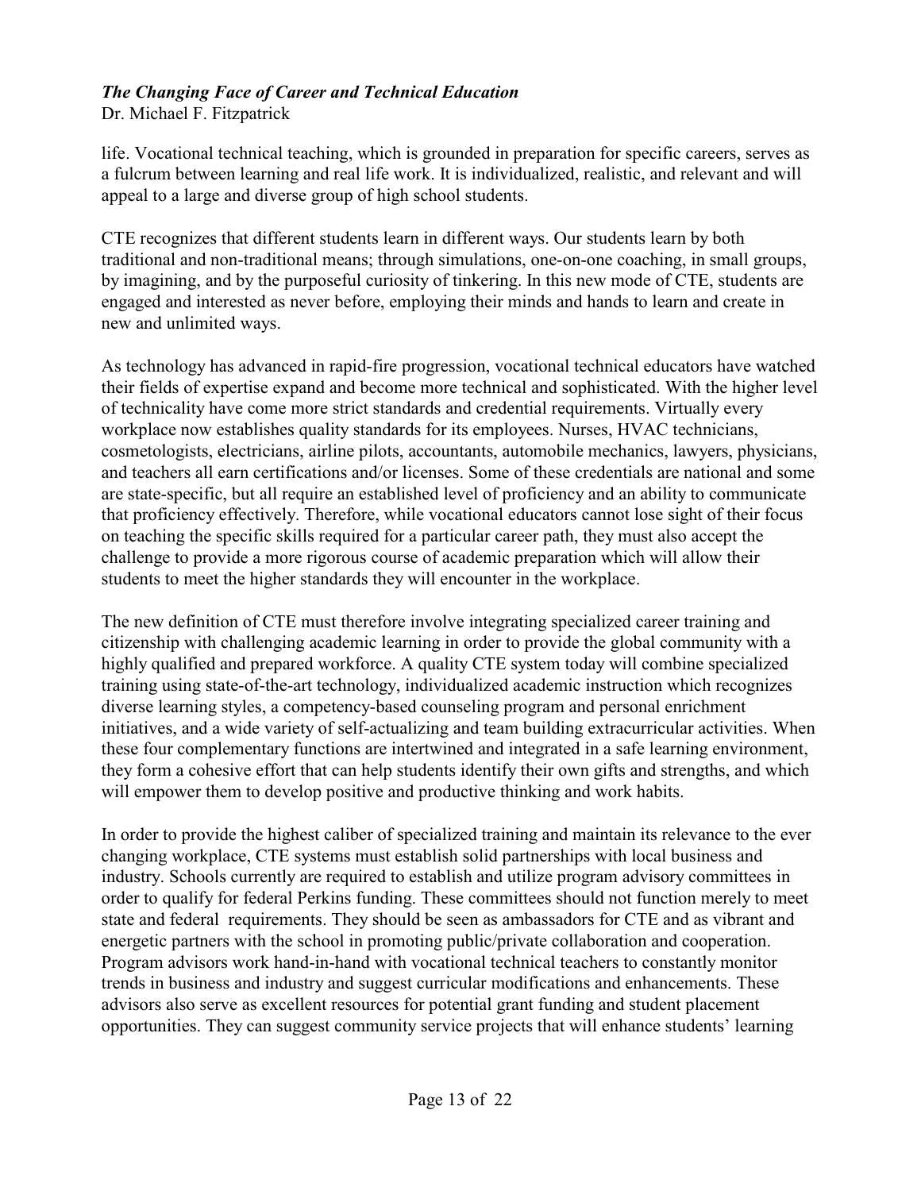life. Vocational technical teaching, which is grounded in preparation for specific careers, serves as a fulcrum between learning and real life work. It is individualized, realistic, and relevant and will appeal to a large and diverse group of high school students.

CTE recognizes that different students learn in different ways. Our students learn by both traditional and non-traditional means; through simulations, one-on-one coaching, in small groups, by imagining, and by the purposeful curiosity of tinkering. In this new mode of CTE, students are engaged and interested as never before, employing their minds and hands to learn and create in new and unlimited ways.

As technology has advanced in rapid-fire progression, vocational technical educators have watched their fields of expertise expand and become more technical and sophisticated. With the higher level of technicality have come more strict standards and credential requirements. Virtually every workplace now establishes quality standards for its employees. Nurses, HVAC technicians, cosmetologists, electricians, airline pilots, accountants, automobile mechanics, lawyers, physicians, and teachers all earn certifications and/or licenses. Some of these credentials are national and some are state-specific, but all require an established level of proficiency and an ability to communicate that proficiency effectively. Therefore, while vocational educators cannot lose sight of their focus on teaching the specific skills required for a particular career path, they must also accept the challenge to provide a more rigorous course of academic preparation which will allow their students to meet the higher standards they will encounter in the workplace.

The new definition of CTE must therefore involve integrating specialized career training and citizenship with challenging academic learning in order to provide the global community with a highly qualified and prepared workforce. A quality CTE system today will combine specialized training using state-of-the-art technology, individualized academic instruction which recognizes diverse learning styles, a competency-based counseling program and personal enrichment initiatives, and a wide variety of self-actualizing and team building extracurricular activities. When these four complementary functions are intertwined and integrated in a safe learning environment, they form a cohesive effort that can help students identify their own gifts and strengths, and which will empower them to develop positive and productive thinking and work habits.

In order to provide the highest caliber of specialized training and maintain its relevance to the ever changing workplace, CTE systems must establish solid partnerships with local business and industry. Schools currently are required to establish and utilize program advisory committees in order to qualify for federal Perkins funding. These committees should not function merely to meet state and federal requirements. They should be seen as ambassadors for CTE and as vibrant and energetic partners with the school in promoting public/private collaboration and cooperation. Program advisors work hand-in-hand with vocational technical teachers to constantly monitor trends in business and industry and suggest curricular modifications and enhancements. These advisors also serve as excellent resources for potential grant funding and student placement opportunities. They can suggest community service projects that will enhance students' learning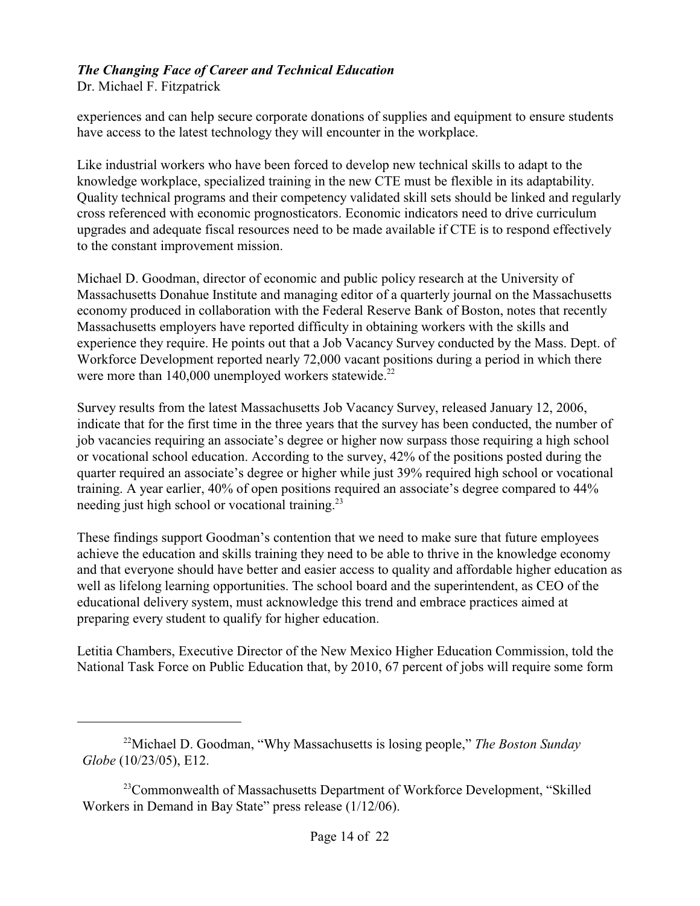experiences and can help secure corporate donations of supplies and equipment to ensure students have access to the latest technology they will encounter in the workplace.

Like industrial workers who have been forced to develop new technical skills to adapt to the knowledge workplace, specialized training in the new CTE must be flexible in its adaptability. Quality technical programs and their competency validated skill sets should be linked and regularly cross referenced with economic prognosticators. Economic indicators need to drive curriculum upgrades and adequate fiscal resources need to be made available if CTE is to respond effectively to the constant improvement mission.

Michael D. Goodman, director of economic and public policy research at the University of Massachusetts Donahue Institute and managing editor of a quarterly journal on the Massachusetts economy produced in collaboration with the Federal Reserve Bank of Boston, notes that recently Massachusetts employers have reported difficulty in obtaining workers with the skills and experience they require. He points out that a Job Vacancy Survey conducted by the Mass. Dept. of Workforce Development reported nearly 72,000 vacant positions during a period in which there were more than 140,000 unemployed workers statewide.[22]

Survey results from the latest Massachusetts Job Vacancy Survey, released January 12, 2006, indicate that for the first time in the three years that the survey has been conducted, the number of job vacancies requiring an associate's degree or higher now surpass those requiring a high school or vocational school education. According to the survey, 42% of the positions posted during the quarter required an associate's degree or higher while just 39% required high school or vocational training. A year earlier, 40% of open positions required an associate's degree compared to 44% needing just high school or vocational training.[23]

These findings support Goodman's contention that we need to make sure that future employees achieve the education and skills training they need to be able to thrive in the knowledge economy and that everyone should have better and easier access to quality and affordable higher education as well as lifelong learning opportunities. The school board and the superintendent, as CEO of the educational delivery system, must acknowledge this trend and embrace practices aimed at preparing every student to qualify for higher education.

Letitia Chambers, Executive Director of the New Mexico Higher Education Commission, told the National Task Force on Public Education that, by 2010, 67 percent of jobs will require some form

---

[22] Michael D. Goodman, "Why Massachusetts is losing people," *The Boston Sunday Globe* (10/23/05), E12.

[23] Commonwealth of Massachusetts Department of Workforce Development, "Skilled Workers in Demand in Bay State" press release (1/12/06).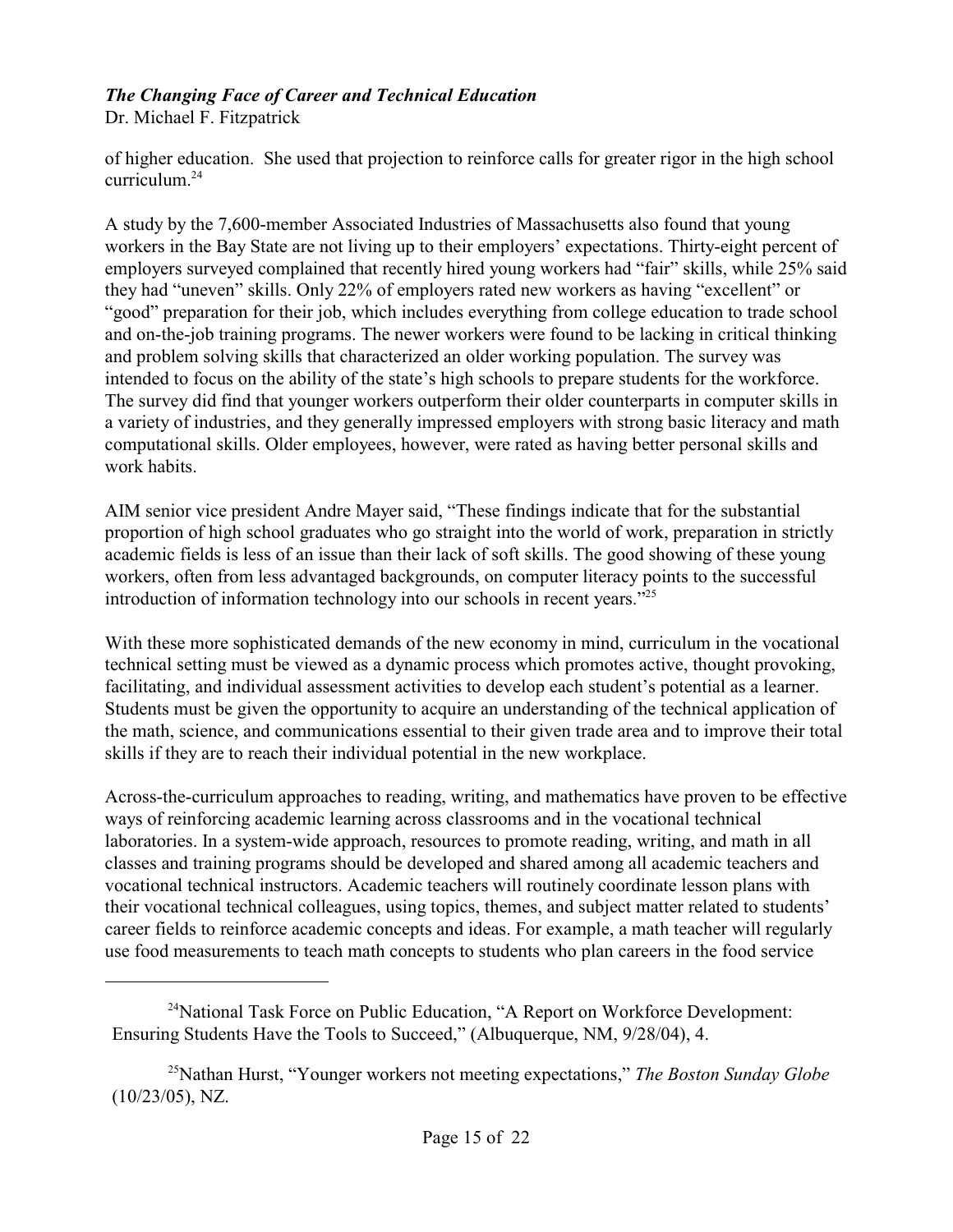of higher education. She used that projection to reinforce calls for greater rigor in the high school curriculum.[24]

A study by the 7,600-member Associated Industries of Massachusetts also found that young workers in the Bay State are not living up to their employers' expectations. Thirty-eight percent of employers surveyed complained that recently hired young workers had "fair" skills, while 25% said they had "uneven" skills. Only 22% of employers rated new workers as having "excellent" or "good" preparation for their job, which includes everything from college education to trade school and on-the-job training programs. The newer workers were found to be lacking in critical thinking and problem solving skills that characterized an older working population. The survey was intended to focus on the ability of the state's high schools to prepare students for the workforce. The survey did find that younger workers outperform their older counterparts in computer skills in a variety of industries, and they generally impressed employers with strong basic literacy and math computational skills. Older employees, however, were rated as having better personal skills and work habits.

AIM senior vice president Andre Mayer said, "These findings indicate that for the substantial proportion of high school graduates who go straight into the world of work, preparation in strictly academic fields is less of an issue than their lack of soft skills. The good showing of these young workers, often from less advantaged backgrounds, on computer literacy points to the successful introduction of information technology into our schools in recent years."[25]

With these more sophisticated demands of the new economy in mind, curriculum in the vocational technical setting must be viewed as a dynamic process which promotes active, thought provoking, facilitating, and individual assessment activities to develop each student's potential as a learner. Students must be given the opportunity to acquire an understanding of the technical application of the math, science, and communications essential to their given trade area and to improve their total skills if they are to reach their individual potential in the new workplace.

Across-the-curriculum approaches to reading, writing, and mathematics have proven to be effective ways of reinforcing academic learning across classrooms and in the vocational technical laboratories. In a system-wide approach, resources to promote reading, writing, and math in all classes and training programs should be developed and shared among all academic teachers and vocational technical instructors. Academic teachers will routinely coordinate lesson plans with their vocational technical colleagues, using topics, themes, and subject matter related to students' career fields to reinforce academic concepts and ideas. For example, a math teacher will regularly use food measurements to teach math concepts to students who plan careers in the food service

---

[24] National Task Force on Public Education, "A Report on Workforce Development: Ensuring Students Have the Tools to Succeed," (Albuquerque, NM, 9/28/04), 4.

[25] Nathan Hurst, "Younger workers not meeting expectations," *The Boston Sunday Globe* (10/23/05), NZ.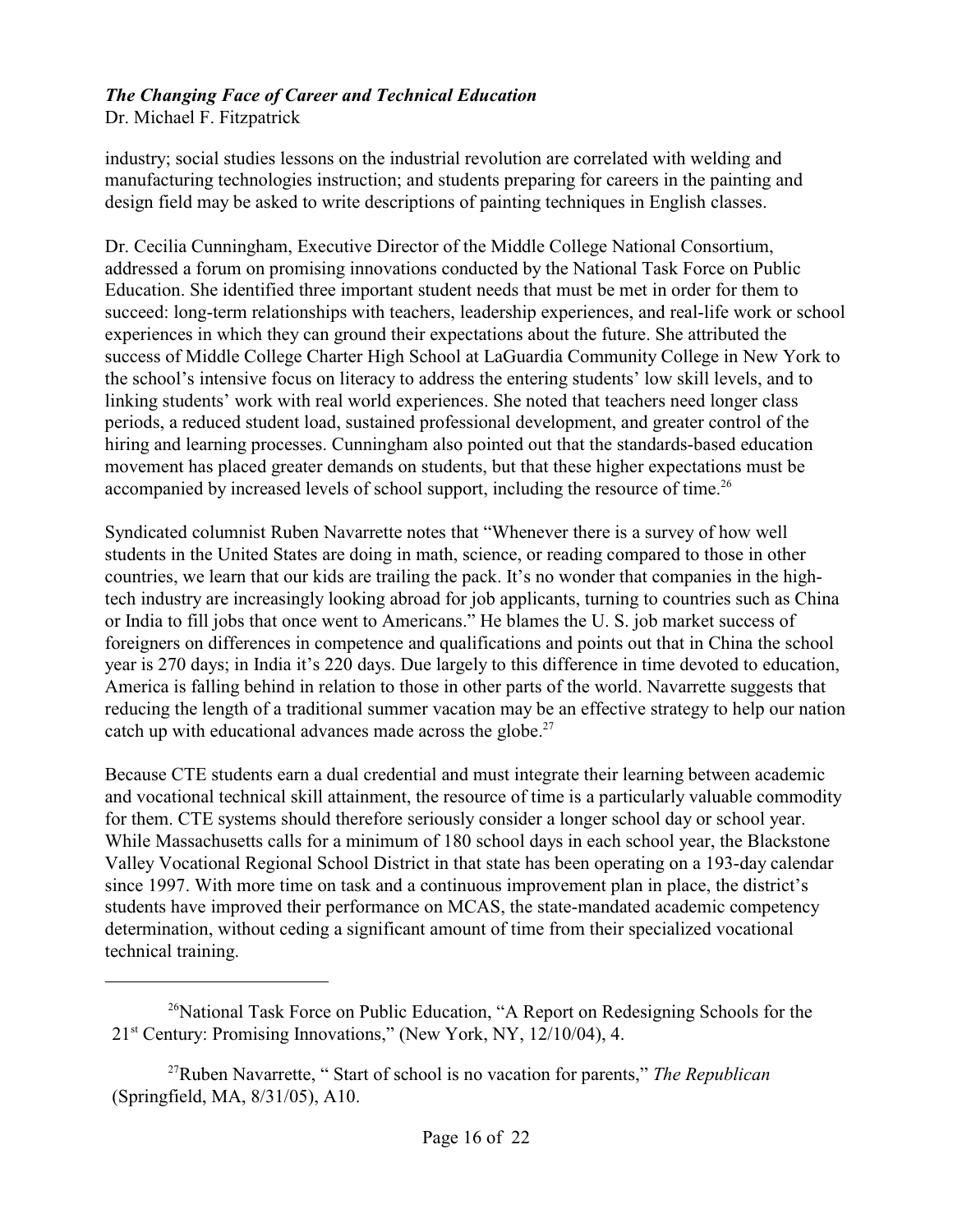industry; social studies lessons on the industrial revolution are correlated with welding and manufacturing technologies instruction; and students preparing for careers in the painting and design field may be asked to write descriptions of painting techniques in English classes.

Dr. Cecilia Cunningham, Executive Director of the Middle College National Consortium, addressed a forum on promising innovations conducted by the National Task Force on Public Education. She identified three important student needs that must be met in order for them to succeed: long-term relationships with teachers, leadership experiences, and real-life work or school experiences in which they can ground their expectations about the future. She attributed the success of Middle College Charter High School at LaGuardia Community College in New York to the school's intensive focus on literacy to address the entering students' low skill levels, and to linking students' work with real world experiences. She noted that teachers need longer class periods, a reduced student load, sustained professional development, and greater control of the hiring and learning processes. Cunningham also pointed out that the standards-based education movement has placed greater demands on students, but that these higher expectations must be accompanied by increased levels of school support, including the resource of time.[26]

Syndicated columnist Ruben Navarrette notes that "Whenever there is a survey of how well students in the United States are doing in math, science, or reading compared to those in other countries, we learn that our kids are trailing the pack. It's no wonder that companies in the high-tech industry are increasingly looking abroad for job applicants, turning to countries such as China or India to fill jobs that once went to Americans." He blames the U. S. job market success of foreigners on differences in competence and qualifications and points out that in China the school year is 270 days; in India it's 220 days. Due largely to this difference in time devoted to education, America is falling behind in relation to those in other parts of the world. Navarrette suggests that reducing the length of a traditional summer vacation may be an effective strategy to help our nation catch up with educational advances made across the globe.[27]

Because CTE students earn a dual credential and must integrate their learning between academic and vocational technical skill attainment, the resource of time is a particularly valuable commodity for them. CTE systems should therefore seriously consider a longer school day or school year. While Massachusetts calls for a minimum of 180 school days in each school year, the Blackstone Valley Vocational Regional School District in that state has been operating on a 193-day calendar since 1997. With more time on task and a continuous improvement plan in place, the district's students have improved their performance on MCAS, the state-mandated academic competency determination, without ceding a significant amount of time from their specialized vocational technical training.

---

[26] National Task Force on Public Education, "A Report on Redesigning Schools for the 21st Century: Promising Innovations," (New York, NY, 12/10/04), 4.

[27] Ruben Navarrette, " Start of school is no vacation for parents," *The Republican* (Springfield, MA, 8/31/05), A10.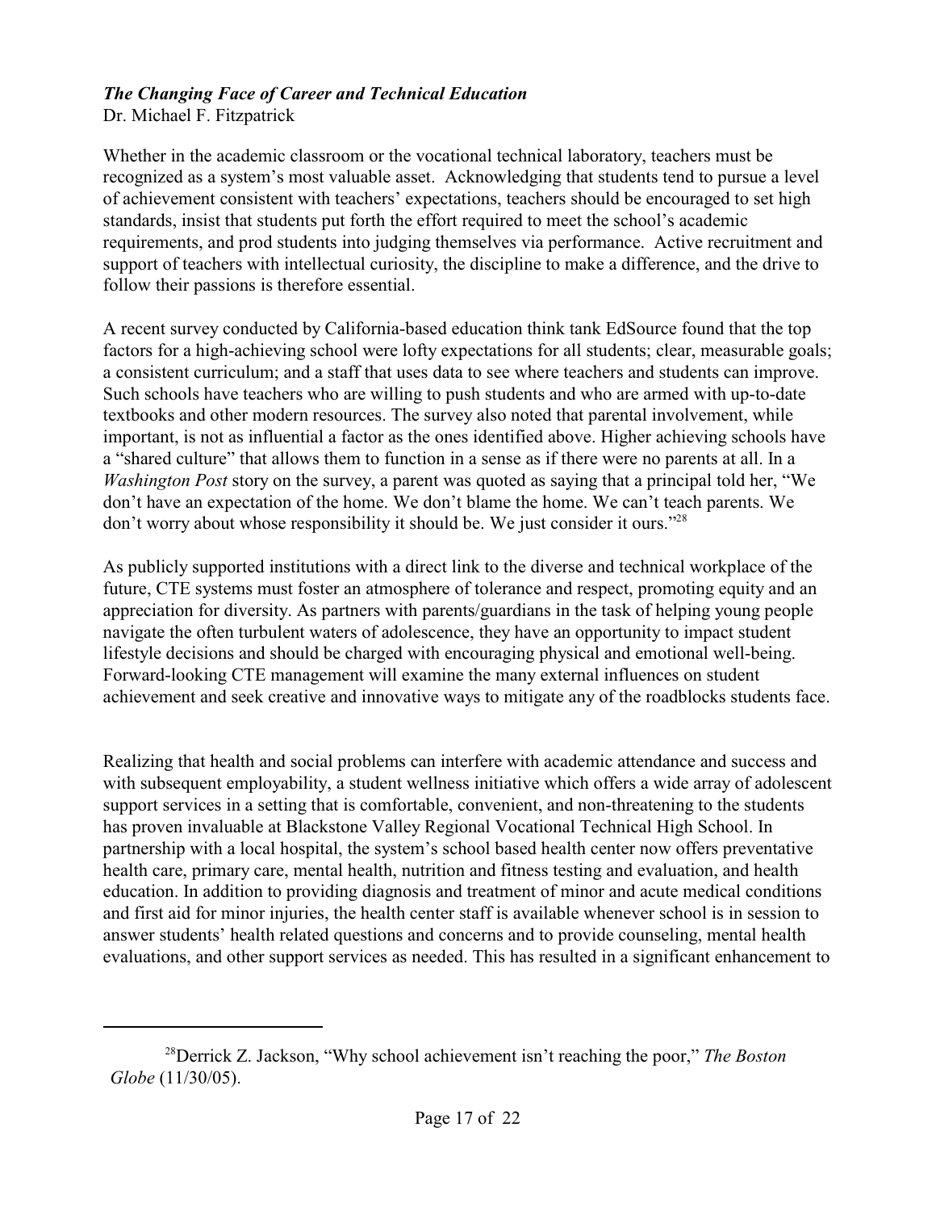*The Changing Face of Career and Technical Education*
Dr. Michael F. Fitzpatrick

Whether in the academic classroom or the vocational technical laboratory, teachers must be recognized as a system's most valuable asset. Acknowledging that students tend to pursue a level of achievement consistent with teachers' expectations, teachers should be encouraged to set high standards, insist that students put forth the effort required to meet the school's academic requirements, and prod students into judging themselves via performance. Active recruitment and support of teachers with intellectual curiosity, the discipline to make a difference, and the drive to follow their passions is therefore essential.

A recent survey conducted by California-based education think tank EdSource found that the top factors for a high-achieving school were lofty expectations for all students; clear, measurable goals; a consistent curriculum; and a staff that uses data to see where teachers and students can improve. Such schools have teachers who are willing to push students and who are armed with up-to-date textbooks and other modern resources. The survey also noted that parental involvement, while important, is not as influential a factor as the ones identified above. Higher achieving schools have a "shared culture" that allows them to function in a sense as if there were no parents at all. In a *Washington Post* story on the survey, a parent was quoted as saying that a principal told her, "We don't have an expectation of the home. We don't blame the home. We can't teach parents. We don't worry about whose responsibility it should be. We just consider it ours."[28]

As publicly supported institutions with a direct link to the diverse and technical workplace of the future, CTE systems must foster an atmosphere of tolerance and respect, promoting equity and an appreciation for diversity. As partners with parents/guardians in the task of helping young people navigate the often turbulent waters of adolescence, they have an opportunity to impact student lifestyle decisions and should be charged with encouraging physical and emotional well-being. Forward-looking CTE management will examine the many external influences on student achievement and seek creative and innovative ways to mitigate any of the roadblocks students face.

Realizing that health and social problems can interfere with academic attendance and success and with subsequent employability, a student wellness initiative which offers a wide array of adolescent support services in a setting that is comfortable, convenient, and non-threatening to the students has proven invaluable at Blackstone Valley Regional Vocational Technical High School. In partnership with a local hospital, the system's school based health center now offers preventative health care, primary care, mental health, nutrition and fitness testing and evaluation, and health education. In addition to providing diagnosis and treatment of minor and acute medical conditions and first aid for minor injuries, the health center staff is available whenever school is in session to answer students' health related questions and concerns and to provide counseling, mental health evaluations, and other support services as needed. This has resulted in a significant enhancement to

---

[28] Derrick Z. Jackson, "Why school achievement isn't reaching the poor," *The Boston Globe* (11/30/05).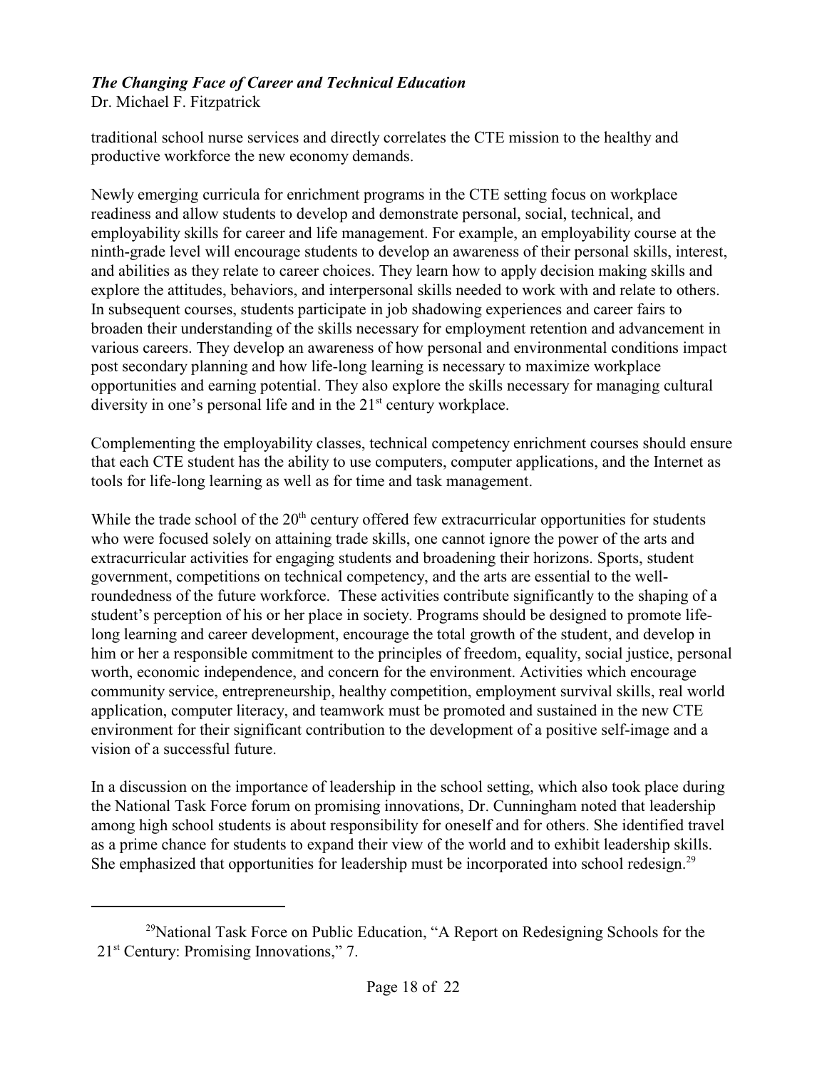traditional school nurse services and directly correlates the CTE mission to the healthy and productive workforce the new economy demands.

Newly emerging curricula for enrichment programs in the CTE setting focus on workplace readiness and allow students to develop and demonstrate personal, social, technical, and employability skills for career and life management. For example, an employability course at the ninth-grade level will encourage students to develop an awareness of their personal skills, interest, and abilities as they relate to career choices. They learn how to apply decision making skills and explore the attitudes, behaviors, and interpersonal skills needed to work with and relate to others. In subsequent courses, students participate in job shadowing experiences and career fairs to broaden their understanding of the skills necessary for employment retention and advancement in various careers. They develop an awareness of how personal and environmental conditions impact post secondary planning and how life-long learning is necessary to maximize workplace opportunities and earning potential. They also explore the skills necessary for managing cultural diversity in one's personal life and in the 21st century workplace.

Complementing the employability classes, technical competency enrichment courses should ensure that each CTE student has the ability to use computers, computer applications, and the Internet as tools for life-long learning as well as for time and task management.

While the trade school of the 20th century offered few extracurricular opportunities for students who were focused solely on attaining trade skills, one cannot ignore the power of the arts and extracurricular activities for engaging students and broadening their horizons. Sports, student government, competitions on technical competency, and the arts are essential to the well-roundedness of the future workforce. These activities contribute significantly to the shaping of a student's perception of his or her place in society. Programs should be designed to promote life-long learning and career development, encourage the total growth of the student, and develop in him or her a responsible commitment to the principles of freedom, equality, social justice, personal worth, economic independence, and concern for the environment. Activities which encourage community service, entrepreneurship, healthy competition, employment survival skills, real world application, computer literacy, and teamwork must be promoted and sustained in the new CTE environment for their significant contribution to the development of a positive self-image and a vision of a successful future.

In a discussion on the importance of leadership in the school setting, which also took place during the National Task Force forum on promising innovations, Dr. Cunningham noted that leadership among high school students is about responsibility for oneself and for others. She identified travel as a prime chance for students to expand their view of the world and to exhibit leadership skills. She emphasized that opportunities for leadership must be incorporated into school redesign.[29]

---

[29] National Task Force on Public Education, "A Report on Redesigning Schools for the 21st Century: Promising Innovations," 7.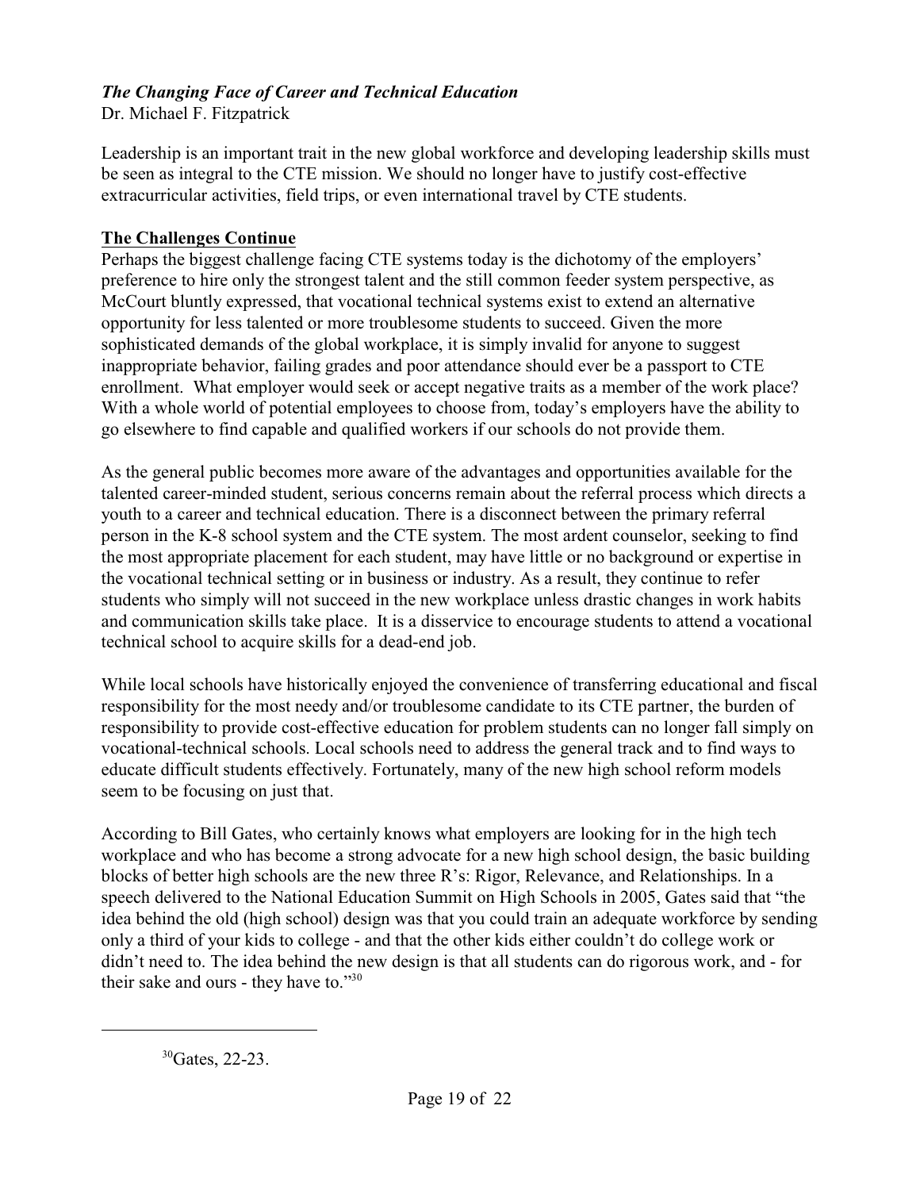Leadership is an important trait in the new global workforce and developing leadership skills must be seen as integral to the CTE mission. We should no longer have to justify cost-effective extracurricular activities, field trips, or even international travel by CTE students.

## The Challenges Continue

Perhaps the biggest challenge facing CTE systems today is the dichotomy of the employers' preference to hire only the strongest talent and the still common feeder system perspective, as McCourt bluntly expressed, that vocational technical systems exist to extend an alternative opportunity for less talented or more troublesome students to succeed. Given the more sophisticated demands of the global workplace, it is simply invalid for anyone to suggest inappropriate behavior, failing grades and poor attendance should ever be a passport to CTE enrollment. What employer would seek or accept negative traits as a member of the work place? With a whole world of potential employees to choose from, today's employers have the ability to go elsewhere to find capable and qualified workers if our schools do not provide them.

As the general public becomes more aware of the advantages and opportunities available for the talented career-minded student, serious concerns remain about the referral process which directs a youth to a career and technical education. There is a disconnect between the primary referral person in the K-8 school system and the CTE system. The most ardent counselor, seeking to find the most appropriate placement for each student, may have little or no background or expertise in the vocational technical setting or in business or industry. As a result, they continue to refer students who simply will not succeed in the new workplace unless drastic changes in work habits and communication skills take place. It is a disservice to encourage students to attend a vocational technical school to acquire skills for a dead-end job.

While local schools have historically enjoyed the convenience of transferring educational and fiscal responsibility for the most needy and/or troublesome candidate to its CTE partner, the burden of responsibility to provide cost-effective education for problem students can no longer fall simply on vocational-technical schools. Local schools need to address the general track and to find ways to educate difficult students effectively. Fortunately, many of the new high school reform models seem to be focusing on just that.

According to Bill Gates, who certainly knows what employers are looking for in the high tech workplace and who has become a strong advocate for a new high school design, the basic building blocks of better high schools are the new three R's: Rigor, Relevance, and Relationships. In a speech delivered to the National Education Summit on High Schools in 2005, Gates said that "the idea behind the old (high school) design was that you could train an adequate workforce by sending only a third of your kids to college - and that the other kids either couldn't do college work or didn't need to. The idea behind the new design is that all students can do rigorous work, and - for their sake and ours - they have to."[30]

---

[30] Gates, 22-23.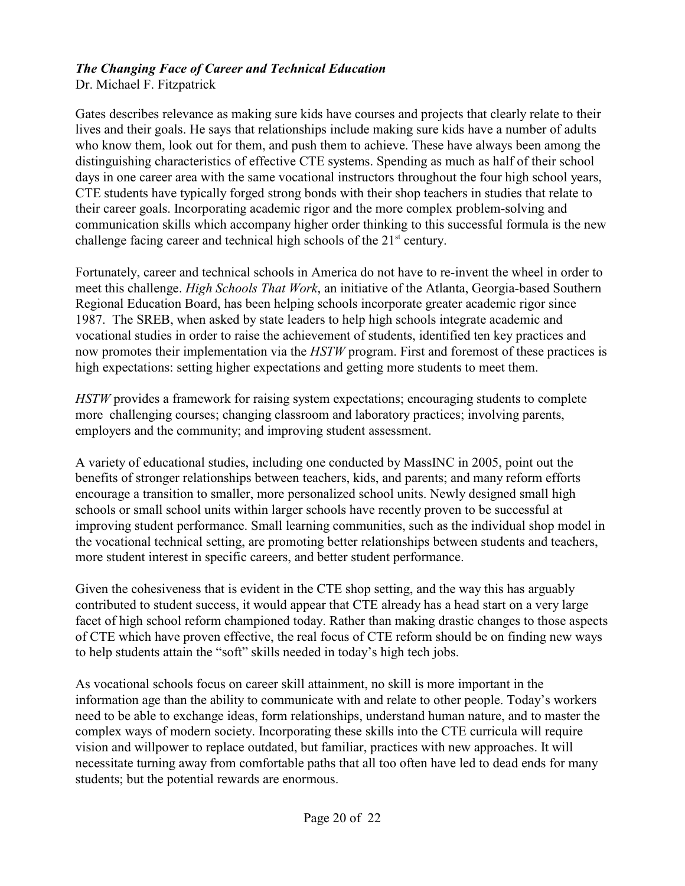*The Changing Face of Career and Technical Education*
Dr. Michael F. Fitzpatrick

Gates describes relevance as making sure kids have courses and projects that clearly relate to their lives and their goals. He says that relationships include making sure kids have a number of adults who know them, look out for them, and push them to achieve. These have always been among the distinguishing characteristics of effective CTE systems. Spending as much as half of their school days in one career area with the same vocational instructors throughout the four high school years, CTE students have typically forged strong bonds with their shop teachers in studies that relate to their career goals. Incorporating academic rigor and the more complex problem-solving and communication skills which accompany higher order thinking to this successful formula is the new challenge facing career and technical high schools of the 21st century.

Fortunately, career and technical schools in America do not have to re-invent the wheel in order to meet this challenge. *High Schools That Work*, an initiative of the Atlanta, Georgia-based Southern Regional Education Board, has been helping schools incorporate greater academic rigor since 1987. The SREB, when asked by state leaders to help high schools integrate academic and vocational studies in order to raise the achievement of students, identified ten key practices and now promotes their implementation via the *HSTW* program. First and foremost of these practices is high expectations: setting higher expectations and getting more students to meet them.

*HSTW* provides a framework for raising system expectations; encouraging students to complete more challenging courses; changing classroom and laboratory practices; involving parents, employers and the community; and improving student assessment.

A variety of educational studies, including one conducted by MassINC in 2005, point out the benefits of stronger relationships between teachers, kids, and parents; and many reform efforts encourage a transition to smaller, more personalized school units. Newly designed small high schools or small school units within larger schools have recently proven to be successful at improving student performance. Small learning communities, such as the individual shop model in the vocational technical setting, are promoting better relationships between students and teachers, more student interest in specific careers, and better student performance.

Given the cohesiveness that is evident in the CTE shop setting, and the way this has arguably contributed to student success, it would appear that CTE already has a head start on a very large facet of high school reform championed today. Rather than making drastic changes to those aspects of CTE which have proven effective, the real focus of CTE reform should be on finding new ways to help students attain the "soft" skills needed in today's high tech jobs.

As vocational schools focus on career skill attainment, no skill is more important in the information age than the ability to communicate with and relate to other people. Today's workers need to be able to exchange ideas, form relationships, understand human nature, and to master the complex ways of modern society. Incorporating these skills into the CTE curricula will require vision and willpower to replace outdated, but familiar, practices with new approaches. It will necessitate turning away from comfortable paths that all too often have led to dead ends for many students; but the potential rewards are enormous.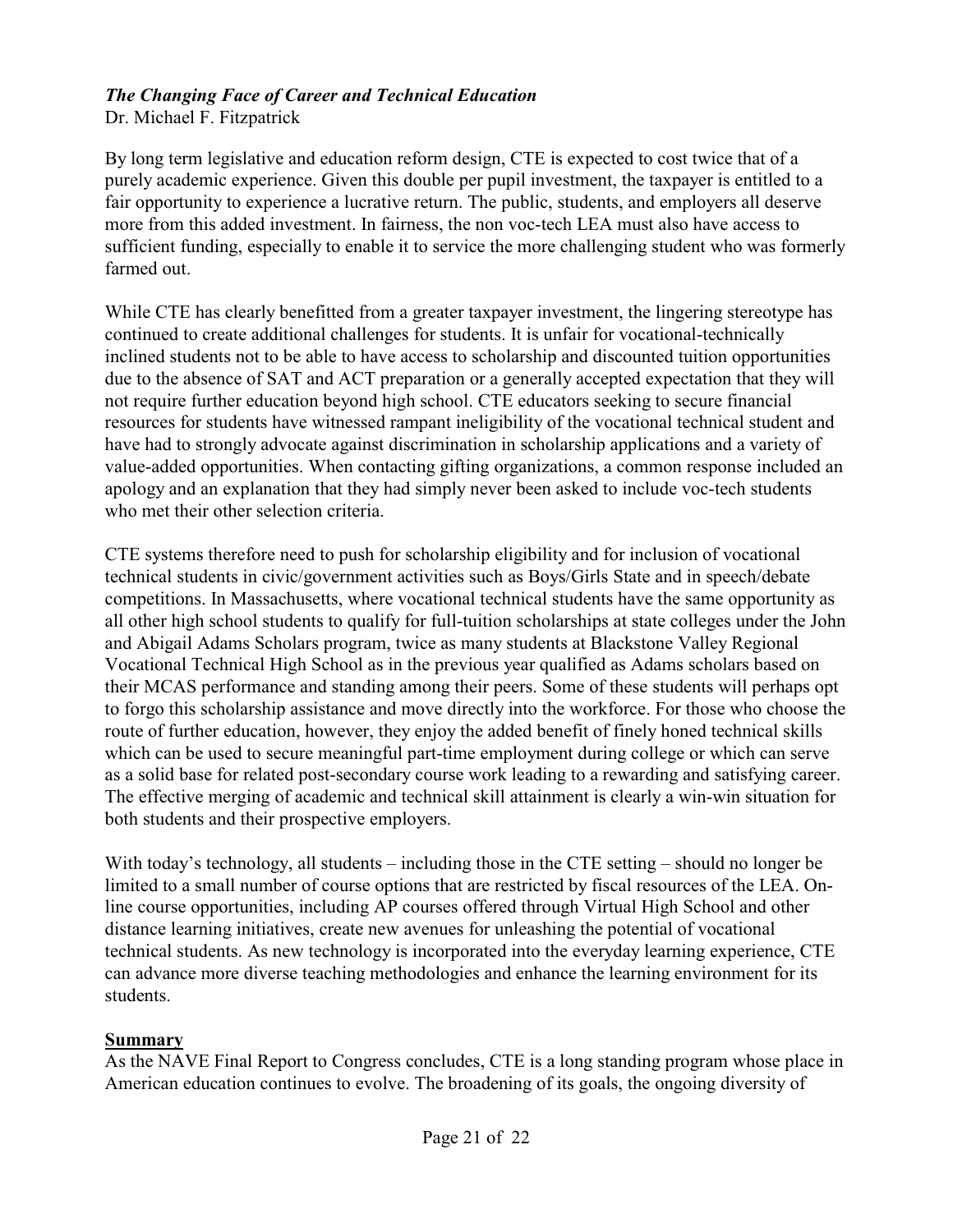*The Changing Face of Career and Technical Education*
Dr. Michael F. Fitzpatrick

By long term legislative and education reform design, CTE is expected to cost twice that of a purely academic experience. Given this double per pupil investment, the taxpayer is entitled to a fair opportunity to experience a lucrative return. The public, students, and employers all deserve more from this added investment. In fairness, the non voc-tech LEA must also have access to sufficient funding, especially to enable it to service the more challenging student who was formerly farmed out.

While CTE has clearly benefitted from a greater taxpayer investment, the lingering stereotype has continued to create additional challenges for students. It is unfair for vocational-technically inclined students not to be able to have access to scholarship and discounted tuition opportunities due to the absence of SAT and ACT preparation or a generally accepted expectation that they will not require further education beyond high school. CTE educators seeking to secure financial resources for students have witnessed rampant ineligibility of the vocational technical student and have had to strongly advocate against discrimination in scholarship applications and a variety of value-added opportunities. When contacting gifting organizations, a common response included an apology and an explanation that they had simply never been asked to include voc-tech students who met their other selection criteria.

CTE systems therefore need to push for scholarship eligibility and for inclusion of vocational technical students in civic/government activities such as Boys/Girls State and in speech/debate competitions. In Massachusetts, where vocational technical students have the same opportunity as all other high school students to qualify for full-tuition scholarships at state colleges under the John and Abigail Adams Scholars program, twice as many students at Blackstone Valley Regional Vocational Technical High School as in the previous year qualified as Adams scholars based on their MCAS performance and standing among their peers. Some of these students will perhaps opt to forgo this scholarship assistance and move directly into the workforce. For those who choose the route of further education, however, they enjoy the added benefit of finely honed technical skills which can be used to secure meaningful part-time employment during college or which can serve as a solid base for related post-secondary course work leading to a rewarding and satisfying career. The effective merging of academic and technical skill attainment is clearly a win-win situation for both students and their prospective employers.

With today's technology, all students – including those in the CTE setting – should no longer be limited to a small number of course options that are restricted by fiscal resources of the LEA. On-line course opportunities, including AP courses offered through Virtual High School and other distance learning initiatives, create new avenues for unleashing the potential of vocational technical students. As new technology is incorporated into the everyday learning experience, CTE can advance more diverse teaching methodologies and enhance the learning environment for its students.

## Summary

As the NAVE Final Report to Congress concludes, CTE is a long standing program whose place in American education continues to evolve. The broadening of its goals, the ongoing diversity of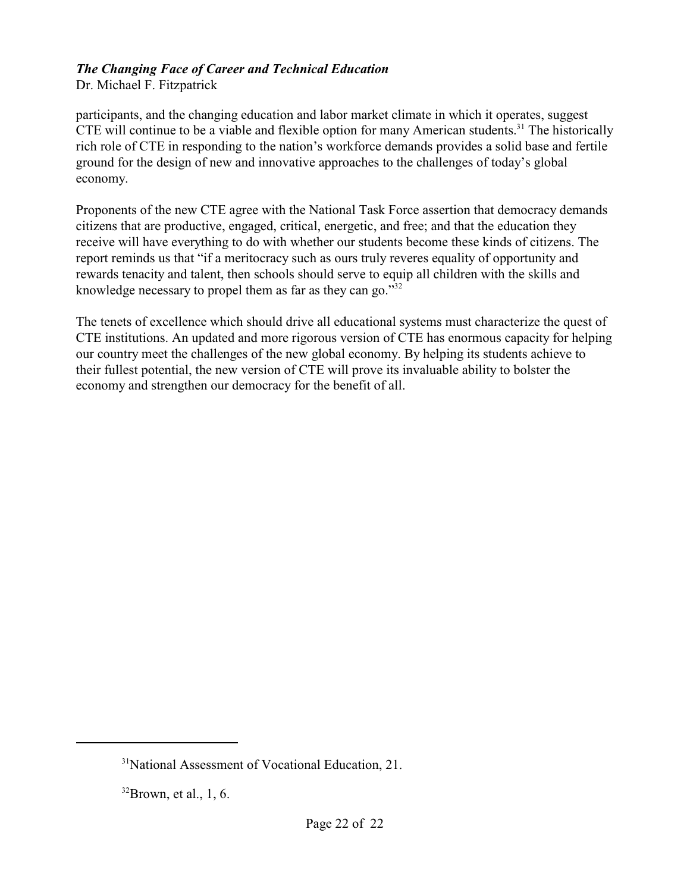participants, and the changing education and labor market climate in which it operates, suggest CTE will continue to be a viable and flexible option for many American students.[31] The historically rich role of CTE in responding to the nation's workforce demands provides a solid base and fertile ground for the design of new and innovative approaches to the challenges of today's global economy.

Proponents of the new CTE agree with the National Task Force assertion that democracy demands citizens that are productive, engaged, critical, energetic, and free; and that the education they receive will have everything to do with whether our students become these kinds of citizens. The report reminds us that "if a meritocracy such as ours truly reveres equality of opportunity and rewards tenacity and talent, then schools should serve to equip all children with the skills and knowledge necessary to propel them as far as they can go."[32]

The tenets of excellence which should drive all educational systems must characterize the quest of CTE institutions. An updated and more rigorous version of CTE has enormous capacity for helping our country meet the challenges of the new global economy. By helping its students achieve to their fullest potential, the new version of CTE will prove its invaluable ability to bolster the economy and strengthen our democracy for the benefit of all.

---

[31] National Assessment of Vocational Education, 21.

[32] Brown, et al., 1, 6.